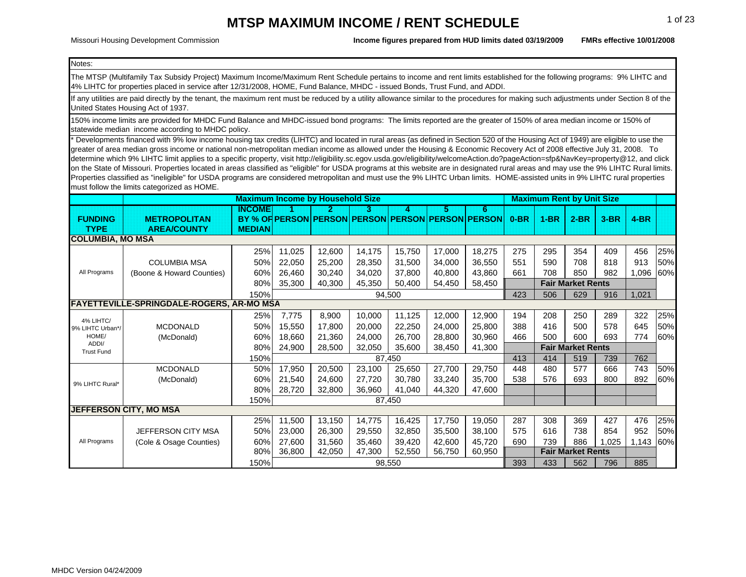# MTSP MAXIMUM INCOME / RENT SCHEDULE

Missouri Housing Development Commission

**Income figures prepared from HUD limits dated 03/19/2009** **FMRs effective 10/01/2008**

Notes:

The MTSP (Multifamily Tax Subsidy Project) Maximum Income/Maximum Rent Schedule pertains to income and rent limits established for the following programs: 9% LIHTC and 4% LIHTC for properties placed in service after 12/31/2008, HOME, Fund Balance, MHDC - issued Bonds, Trust Fund, and ADDI.

If any utilities are paid directly by the tenant, the maximum rent must be reduced by a utility allowance similar to the procedures for making such adjustments under Section 8 of the United States Housing Act of 1937.

150% income limits are provided for MHDC Fund Balance and MHDC-issued bond programs: The limits reported are the greater of 150% of area median income or 150% of statewide median income according to MHDC policy.

* Developments financed with 9% low income housing tax credits (LIHTC) and located in rural areas (as defined in Section 520 of the Housing Act of 1949) are eligible to use the greater of area median gross income or national non-metropolitan median income as allowed under the Housing & Economic Recovery Act of 2008 effective July 31, 2008. To determine which 9% LIHTC limit applies to a specific property, visit http://eligibility.sc.egov.usda.gov/eligibility/welcomeAction.do?pageAction=sfp&NavKey=property@12, and click on the State of Missouri. Properties located in areas classified as "eligible" for USDA programs at this website are in designated rural areas and may use the 9% LIHTC Rural limits. Properties classified as "ineligible" for USDA programs are considered metropolitan and must use the 9% LIHTC Urban limits. HOME-assisted units in 9% LIHTC rural properties must follow the limits categorized as HOME.

| | | Maximum Income by Household Size | | | | | | | Maximum Rent by Unit Size | | | | | |
|---|---|---|---|---|---|---|---|---|---|---|---|---|---|---|
| **FUNDING TYPE** | **METROPOLITAN AREA/COUNTY** | **INCOME BY % OF MEDIAN** | **1 PERSON** | **2 PERSON** | **3 PERSON** | **4 PERSON** | **5 PERSON** | **6 PERSON** | **0-BR** | **1-BR** | **2-BR** | **3-BR** | **4-BR** | |
| **COLUMBIA, MO MSA** | | | | | | | | | | | | | | |
| All Programs | COLUMBIA MSA (Boone & Howard Counties) | 25% | 11,025 | 12,600 | 14,175 | 15,750 | 17,000 | 18,275 | 275 | 295 | 354 | 409 | 456 | 25% |
| | | 50% | 22,050 | 25,200 | 28,350 | 31,500 | 34,000 | 36,550 | 551 | 590 | 708 | 818 | 913 | 50% |
| | | 60% | 26,460 | 30,240 | 34,020 | 37,800 | 40,800 | 43,860 | 661 | 708 | 850 | 982 | 1,096 | 60% |
| | | 80% | 35,300 | 40,300 | 45,350 | 50,400 | 54,450 | 58,450 | **Fair Market Rents** | | | | | |
| | | 150% | 94,500 | | | | | | 423 | 506 | 629 | 916 | 1,021 | |
| **FAYETTEVILLE-SPRINGDALE-ROGERS, AR-MO MSA** | | | | | | | | | | | | | | |
| 4% LIHTC/ 9% LIHTC Urban*/ HOME/ ADDI/ Trust Fund | MCDONALD (McDonald) | 25% | 7,775 | 8,900 | 10,000 | 11,125 | 12,000 | 12,900 | 194 | 208 | 250 | 289 | 322 | 25% |
| | | 50% | 15,550 | 17,800 | 20,000 | 22,250 | 24,000 | 25,800 | 388 | 416 | 500 | 578 | 645 | 50% |
| | | 60% | 18,660 | 21,360 | 24,000 | 26,700 | 28,800 | 30,960 | 466 | 500 | 600 | 693 | 774 | 60% |
| | | 80% | 24,900 | 28,500 | 32,050 | 35,600 | 38,450 | 41,300 | **Fair Market Rents** | | | | | |
| | | 150% | 87,450 | | | | | | 413 | 414 | 519 | 739 | 762 | |
| 9% LIHTC Rural* | MCDONALD (McDonald) | 50% | 17,950 | 20,500 | 23,100 | 25,650 | 27,700 | 29,750 | 448 | 480 | 577 | 666 | 743 | 50% |
| | | 60% | 21,540 | 24,600 | 27,720 | 30,780 | 33,240 | 35,700 | 538 | 576 | 693 | 800 | 892 | 60% |
| | | 80% | 28,720 | 32,800 | 36,960 | 41,040 | 44,320 | 47,600 | | | | | | |
| | | 150% | 87,450 | | | | | | | | | | | |
| **JEFFERSON CITY, MO MSA** | | | | | | | | | | | | | | |
| All Programs | JEFFERSON CITY MSA (Cole & Osage Counties) | 25% | 11,500 | 13,150 | 14,775 | 16,425 | 17,750 | 19,050 | 287 | 308 | 369 | 427 | 476 | 25% |
| | | 50% | 23,000 | 26,300 | 29,550 | 32,850 | 35,500 | 38,100 | 575 | 616 | 738 | 854 | 952 | 50% |
| | | 60% | 27,600 | 31,560 | 35,460 | 39,420 | 42,600 | 45,720 | 690 | 739 | 886 | 1,025 | 1,143 | 60% |
| | | 80% | 36,800 | 42,050 | 47,300 | 52,550 | 56,750 | 60,950 | **Fair Market Rents** | | | | | |
| | | 150% | 98,550 | | | | | | 393 | 433 | 562 | 796 | 885 | |

MHDC Version 04/24/2009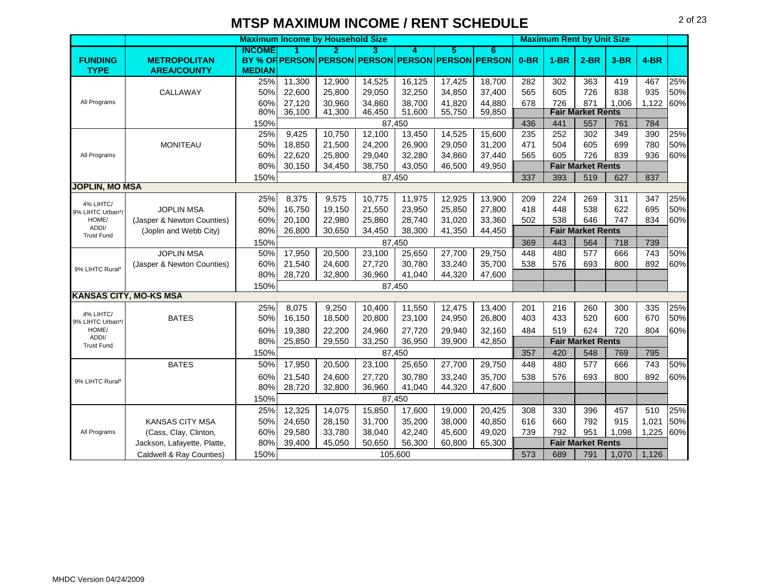# MTSP MAXIMUM INCOME / RENT SCHEDULE

| FUNDING TYPE | METROPOLITAN AREA/COUNTY | INCOME BY % OF MEDIAN | Maximum Income by Household Size 1 PERSON | 2 PERSON | 3 PERSON | 4 PERSON | 5 PERSON | 6 PERSON | Maximum Rent by Unit Size 0-BR | 1-BR | 2-BR | 3-BR | 4-BR | |
|---|---|---|---|---|---|---|---|---|---|---|---|---|---|---|
| All Programs | CALLAWAY | 25% | 11,300 | 12,900 | 14,525 | 16,125 | 17,425 | 18,700 | 282 | 302 | 363 | 419 | 467 | 25% |
| | | 50% | 22,600 | 25,800 | 29,050 | 32,250 | 34,850 | 37,400 | 565 | 605 | 726 | 838 | 935 | 50% |
| | | 60% | 27,120 | 30,960 | 34,860 | 38,700 | 41,820 | 44,880 | 678 | 726 | 871 | 1,006 | 1,122 | 60% |
| | | 80% | 36,100 | 41,300 | 46,450 | 51,600 | 55,750 | 59,850 | | | Fair Market Rents | | | |
| | | 150% | | | | 87,450 | | | 436 | 441 | 557 | 761 | 784 | |
| All Programs | MONITEAU | 25% | 9,425 | 10,750 | 12,100 | 13,450 | 14,525 | 15,600 | 235 | 252 | 302 | 349 | 390 | 25% |
| | | 50% | 18,850 | 21,500 | 24,200 | 26,900 | 29,050 | 31,200 | 471 | 504 | 605 | 699 | 780 | 50% |
| | | 60% | 22,620 | 25,800 | 29,040 | 32,280 | 34,860 | 37,440 | 565 | 605 | 726 | 839 | 936 | 60% |
| | | 80% | 30,150 | 34,450 | 38,750 | 43,050 | 46,500 | 49,950 | | | Fair Market Rents | | | |
| | | 150% | | | | 87,450 | | | 337 | 393 | 519 | 627 | 837 | |
| **JOPLIN, MO MSA** | | | | | | | | | | | | | | |
| 4% LIHTC/ 9% LIHTC Urban*/ HOME/ ADDI/ Trust Fund | JOPLIN MSA (Jasper & Newton Counties) (Joplin and Webb City) | 25% | 8,375 | 9,575 | 10,775 | 11,975 | 12,925 | 13,900 | 209 | 224 | 269 | 311 | 347 | 25% |
| | | 50% | 16,750 | 19,150 | 21,550 | 23,950 | 25,850 | 27,800 | 418 | 448 | 538 | 622 | 695 | 50% |
| | | 60% | 20,100 | 22,980 | 25,860 | 28,740 | 31,020 | 33,360 | 502 | 538 | 646 | 747 | 834 | 60% |
| | | 80% | 26,800 | 30,650 | 34,450 | 38,300 | 41,350 | 44,450 | | | Fair Market Rents | | | |
| | | 150% | | | | 87,450 | | | 369 | 443 | 564 | 718 | 739 | |
| 9% LIHTC Rural* | JOPLIN MSA (Jasper & Newton Counties) | 50% | 17,950 | 20,500 | 23,100 | 25,650 | 27,700 | 29,750 | 448 | 480 | 577 | 666 | 743 | 50% |
| | | 60% | 21,540 | 24,600 | 27,720 | 30,780 | 33,240 | 35,700 | 538 | 576 | 693 | 800 | 892 | 60% |
| | | 80% | 28,720 | 32,800 | 36,960 | 41,040 | 44,320 | 47,600 | | | | | | |
| | | 150% | | | | 87,450 | | | | | | | | |
| **KANSAS CITY, MO-KS MSA** | | | | | | | | | | | | | | |
| 4% LIHTC/ 9% LIHTC Urban*/ HOME/ ADDI/ Trust Fund | BATES | 25% | 8,075 | 9,250 | 10,400 | 11,550 | 12,475 | 13,400 | 201 | 216 | 260 | 300 | 335 | 25% |
| | | 50% | 16,150 | 18,500 | 20,800 | 23,100 | 24,950 | 26,800 | 403 | 433 | 520 | 600 | 670 | 50% |
| | | 60% | 19,380 | 22,200 | 24,960 | 27,720 | 29,940 | 32,160 | 484 | 519 | 624 | 720 | 804 | 60% |
| | | 80% | 25,850 | 29,550 | 33,250 | 36,950 | 39,900 | 42,850 | | | Fair Market Rents | | | |
| | | 150% | | | | 87,450 | | | 357 | 420 | 548 | 769 | 795 | |
| 9% LIHTC Rural* | BATES | 50% | 17,950 | 20,500 | 23,100 | 25,650 | 27,700 | 29,750 | 448 | 480 | 577 | 666 | 743 | 50% |
| | | 60% | 21,540 | 24,600 | 27,720 | 30,780 | 33,240 | 35,700 | 538 | 576 | 693 | 800 | 892 | 60% |
| | | 80% | 28,720 | 32,800 | 36,960 | 41,040 | 44,320 | 47,600 | | | | | | |
| | | 150% | | | | 87,450 | | | | | | | | |
| All Programs | KANSAS CITY MSA (Cass, Clay, Clinton, Jackson, Lafayette, Platte, Caldwell & Ray Counties) | 25% | 12,325 | 14,075 | 15,850 | 17,600 | 19,000 | 20,425 | 308 | 330 | 396 | 457 | 510 | 25% |
| | | 50% | 24,650 | 28,150 | 31,700 | 35,200 | 38,000 | 40,850 | 616 | 660 | 792 | 915 | 1,021 | 50% |
| | | 60% | 29,580 | 33,780 | 38,040 | 42,240 | 45,600 | 49,020 | 739 | 792 | 951 | 1,098 | 1,225 | 60% |
| | | 80% | 39,400 | 45,050 | 50,650 | 56,300 | 60,800 | 65,300 | | | Fair Market Rents | | | |
| | | 150% | | | | 105,600 | | | 573 | 689 | 791 | 1,070 | 1,126 | |

MHDC Version 04/24/2009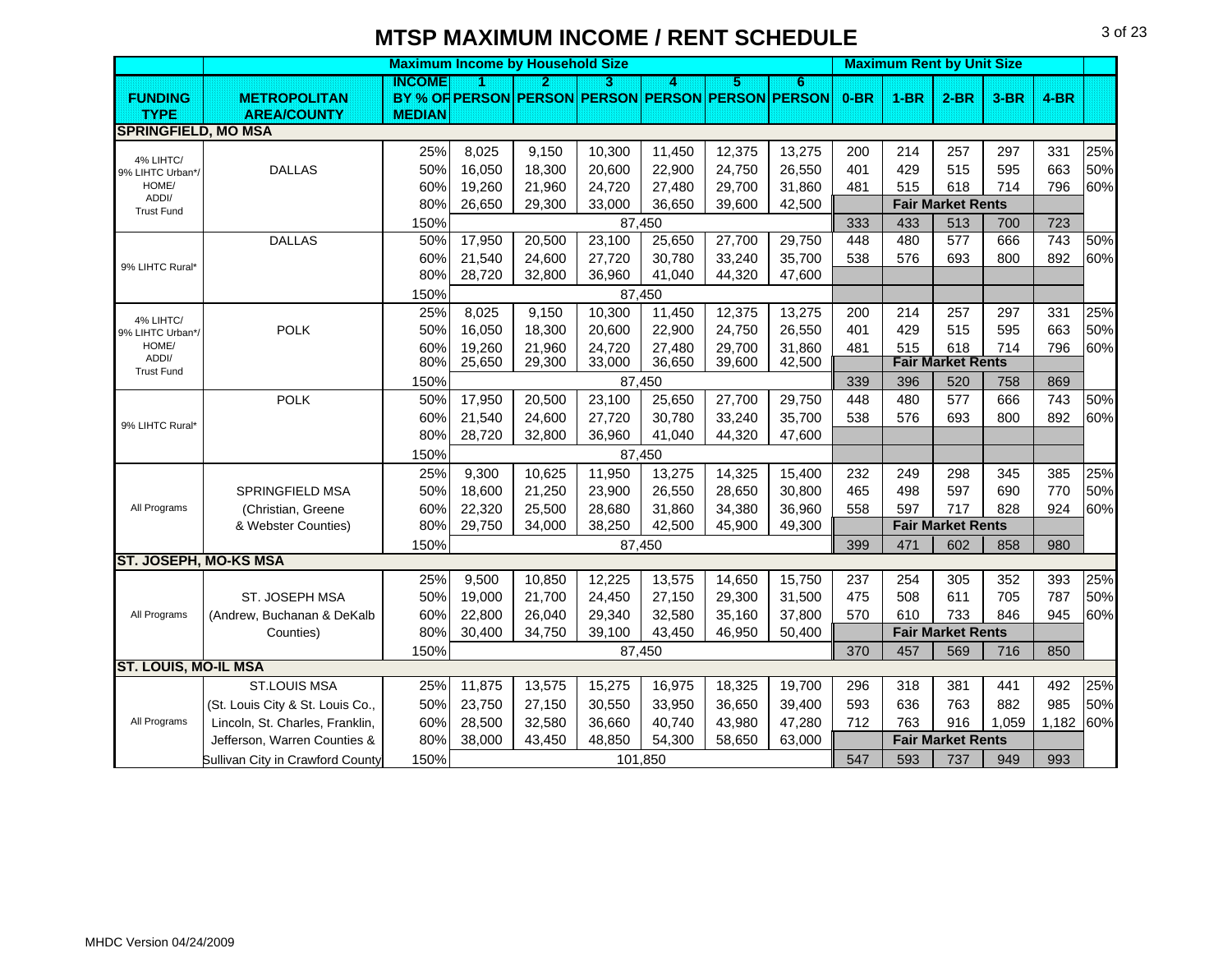# MTSP MAXIMUM INCOME / RENT SCHEDULE

| FUNDING TYPE | METROPOLITAN AREA/COUNTY | INCOME BY % OF MEDIAN | Maximum Income by Household Size: 1 PERSON | 2 PERSON | 3 PERSON | 4 PERSON | 5 PERSON | 6 PERSON | Maximum Rent by Unit Size: 0-BR | 1-BR | 2-BR | 3-BR | 4-BR | |
|---|---|---|---|---|---|---|---|---|---|---|---|---|---|---|
| **SPRINGFIELD, MO MSA** | | | | | | | | | | | | | | |
| 4% LIHTC/ 9% LIHTC Urban*/ HOME/ ADDI/ Trust Fund | DALLAS | 25% | 8,025 | 9,150 | 10,300 | 11,450 | 12,375 | 13,275 | 200 | 214 | 257 | 297 | 331 | 25% |
| | | 50% | 16,050 | 18,300 | 20,600 | 22,900 | 24,750 | 26,550 | 401 | 429 | 515 | 595 | 663 | 50% |
| | | 60% | 19,260 | 21,960 | 24,720 | 27,480 | 29,700 | 31,860 | 481 | 515 | 618 | 714 | 796 | 60% |
| | | 80% | 26,650 | 29,300 | 33,000 | 36,650 | 39,600 | 42,500 | Fair Market Rents | | | | | |
| | | 150% | 87,450 | | | | | | 333 | 433 | 513 | 700 | 723 | |
| 9% LIHTC Rural* | DALLAS | 50% | 17,950 | 20,500 | 23,100 | 25,650 | 27,700 | 29,750 | 448 | 480 | 577 | 666 | 743 | 50% |
| | | 60% | 21,540 | 24,600 | 27,720 | 30,780 | 33,240 | 35,700 | 538 | 576 | 693 | 800 | 892 | 60% |
| | | 80% | 28,720 | 32,800 | 36,960 | 41,040 | 44,320 | 47,600 | | | | | | |
| | | 150% | 87,450 | | | | | | | | | | | |
| 4% LIHTC/ 9% LIHTC Urban*/ HOME/ ADDI/ Trust Fund | POLK | 25% | 8,025 | 9,150 | 10,300 | 11,450 | 12,375 | 13,275 | 200 | 214 | 257 | 297 | 331 | 25% |
| | | 50% | 16,050 | 18,300 | 20,600 | 22,900 | 24,750 | 26,550 | 401 | 429 | 515 | 595 | 663 | 50% |
| | | 60% | 19,260 | 21,960 | 24,720 | 27,480 | 29,700 | 31,860 | 481 | 515 | 618 | 714 | 796 | 60% |
| | | 80% | 25,650 | 29,300 | 33,000 | 36,650 | 39,600 | 42,500 | Fair Market Rents | | | | | |
| | | 150% | 87,450 | | | | | | 339 | 396 | 520 | 758 | 869 | |
| 9% LIHTC Rural* | POLK | 50% | 17,950 | 20,500 | 23,100 | 25,650 | 27,700 | 29,750 | 448 | 480 | 577 | 666 | 743 | 50% |
| | | 60% | 21,540 | 24,600 | 27,720 | 30,780 | 33,240 | 35,700 | 538 | 576 | 693 | 800 | 892 | 60% |
| | | 80% | 28,720 | 32,800 | 36,960 | 41,040 | 44,320 | 47,600 | | | | | | |
| | | 150% | 87,450 | | | | | | | | | | | |
| All Programs | SPRINGFIELD MSA (Christian, Greene & Webster Counties) | 25% | 9,300 | 10,625 | 11,950 | 13,275 | 14,325 | 15,400 | 232 | 249 | 298 | 345 | 385 | 25% |
| | | 50% | 18,600 | 21,250 | 23,900 | 26,550 | 28,650 | 30,800 | 465 | 498 | 597 | 690 | 770 | 50% |
| | | 60% | 22,320 | 25,500 | 28,680 | 31,860 | 34,380 | 36,960 | 558 | 597 | 717 | 828 | 924 | 60% |
| | | 80% | 29,750 | 34,000 | 38,250 | 42,500 | 45,900 | 49,300 | Fair Market Rents | | | | | |
| | | 150% | 87,450 | | | | | | 399 | 471 | 602 | 858 | 980 | |
| **ST. JOSEPH, MO-KS MSA** | | | | | | | | | | | | | | |
| All Programs | ST. JOSEPH MSA (Andrew, Buchanan & DeKalb Counties) | 25% | 9,500 | 10,850 | 12,225 | 13,575 | 14,650 | 15,750 | 237 | 254 | 305 | 352 | 393 | 25% |
| | | 50% | 19,000 | 21,700 | 24,450 | 27,150 | 29,300 | 31,500 | 475 | 508 | 611 | 705 | 787 | 50% |
| | | 60% | 22,800 | 26,040 | 29,340 | 32,580 | 35,160 | 37,800 | 570 | 610 | 733 | 846 | 945 | 60% |
| | | 80% | 30,400 | 34,750 | 39,100 | 43,450 | 46,950 | 50,400 | Fair Market Rents | | | | | |
| | | 150% | 87,450 | | | | | | 370 | 457 | 569 | 716 | 850 | |
| **ST. LOUIS, MO-IL MSA** | | | | | | | | | | | | | | |
| All Programs | ST.LOUIS MSA (St. Louis City & St. Louis Co., Lincoln, St. Charles, Franklin, Jefferson, Warren Counties & Sullivan City in Crawford County | 25% | 11,875 | 13,575 | 15,275 | 16,975 | 18,325 | 19,700 | 296 | 318 | 381 | 441 | 492 | 25% |
| | | 50% | 23,750 | 27,150 | 30,550 | 33,950 | 36,650 | 39,400 | 593 | 636 | 763 | 882 | 985 | 50% |
| | | 60% | 28,500 | 32,580 | 36,660 | 40,740 | 43,980 | 47,280 | 712 | 763 | 916 | 1,059 | 1,182 | 60% |
| | | 80% | 38,000 | 43,450 | 48,850 | 54,300 | 58,650 | 63,000 | Fair Market Rents | | | | | |
| | | 150% | 101,850 | | | | | | 547 | 593 | 737 | 949 | 993 | |

MHDC Version 04/24/2009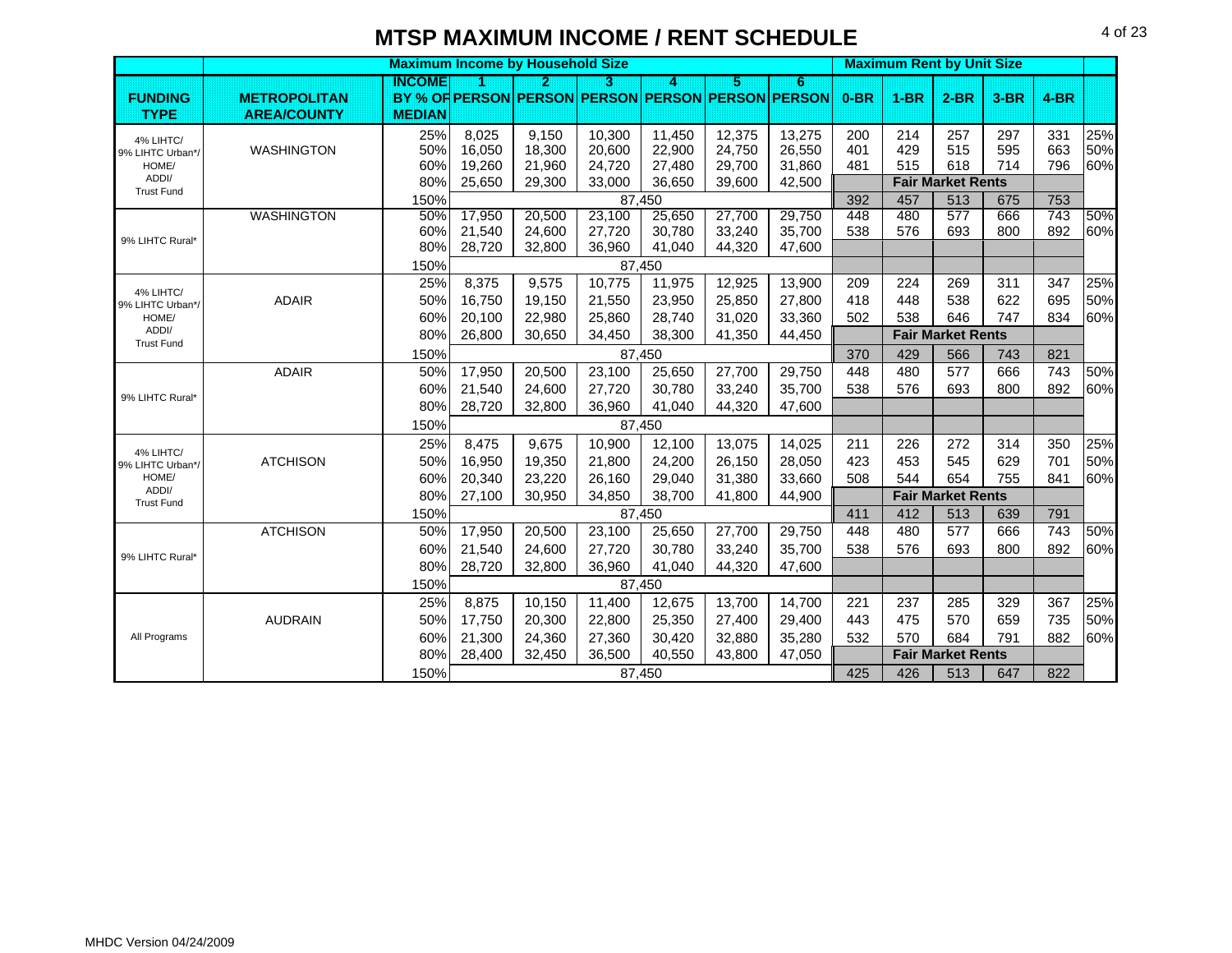# MTSP MAXIMUM INCOME / RENT SCHEDULE

| | | Maximum Income by Household Size | | | | | | | Maximum Rent by Unit Size | | | | | |
|---|---|---|---|---|---|---|---|---|---|---|---|---|---|---|
| FUNDING TYPE | METROPOLITAN AREA/COUNTY | INCOME BY % OF MEDIAN | 1 PERSON | 2 PERSON | 3 PERSON | 4 PERSON | 5 PERSON | 6 PERSON | 0-BR | 1-BR | 2-BR | 3-BR | 4-BR | |
| 4% LIHTC/ 9% LIHTC Urban*/ HOME/ ADDI/ Trust Fund | WASHINGTON | 25% | 8,025 | 9,150 | 10,300 | 11,450 | 12,375 | 13,275 | 200 | 214 | 257 | 297 | 331 | 25% |
| | | 50% | 16,050 | 18,300 | 20,600 | 22,900 | 24,750 | 26,550 | 401 | 429 | 515 | 595 | 663 | 50% |
| | | 60% | 19,260 | 21,960 | 24,720 | 27,480 | 29,700 | 31,860 | 481 | 515 | 618 | 714 | 796 | 60% |
| | | 80% | 25,650 | 29,300 | 33,000 | 36,650 | 39,600 | 42,500 | Fair Market Rents | | | | | |
| | | 150% | 87,450 | | | | | | 392 | 457 | 513 | 675 | 753 | |
| 9% LIHTC Rural* | WASHINGTON | 50% | 17,950 | 20,500 | 23,100 | 25,650 | 27,700 | 29,750 | 448 | 480 | 577 | 666 | 743 | 50% |
| | | 60% | 21,540 | 24,600 | 27,720 | 30,780 | 33,240 | 35,700 | 538 | 576 | 693 | 800 | 892 | 60% |
| | | 80% | 28,720 | 32,800 | 36,960 | 41,040 | 44,320 | 47,600 | | | | | | |
| | | 150% | 87,450 | | | | | | | | | | | |
| 4% LIHTC/ 9% LIHTC Urban*/ HOME/ ADDI/ Trust Fund | ADAIR | 25% | 8,375 | 9,575 | 10,775 | 11,975 | 12,925 | 13,900 | 209 | 224 | 269 | 311 | 347 | 25% |
| | | 50% | 16,750 | 19,150 | 21,550 | 23,950 | 25,850 | 27,800 | 418 | 448 | 538 | 622 | 695 | 50% |
| | | 60% | 20,100 | 22,980 | 25,860 | 28,740 | 31,020 | 33,360 | 502 | 538 | 646 | 747 | 834 | 60% |
| | | 80% | 26,800 | 30,650 | 34,450 | 38,300 | 41,350 | 44,450 | Fair Market Rents | | | | | |
| | | 150% | 87,450 | | | | | | 370 | 429 | 566 | 743 | 821 | |
| 9% LIHTC Rural* | ADAIR | 50% | 17,950 | 20,500 | 23,100 | 25,650 | 27,700 | 29,750 | 448 | 480 | 577 | 666 | 743 | 50% |
| | | 60% | 21,540 | 24,600 | 27,720 | 30,780 | 33,240 | 35,700 | 538 | 576 | 693 | 800 | 892 | 60% |
| | | 80% | 28,720 | 32,800 | 36,960 | 41,040 | 44,320 | 47,600 | | | | | | |
| | | 150% | 87,450 | | | | | | | | | | | |
| 4% LIHTC/ 9% LIHTC Urban*/ HOME/ ADDI/ Trust Fund | ATCHISON | 25% | 8,475 | 9,675 | 10,900 | 12,100 | 13,075 | 14,025 | 211 | 226 | 272 | 314 | 350 | 25% |
| | | 50% | 16,950 | 19,350 | 21,800 | 24,200 | 26,150 | 28,050 | 423 | 453 | 545 | 629 | 701 | 50% |
| | | 60% | 20,340 | 23,220 | 26,160 | 29,040 | 31,380 | 33,660 | 508 | 544 | 654 | 755 | 841 | 60% |
| | | 80% | 27,100 | 30,950 | 34,850 | 38,700 | 41,800 | 44,900 | Fair Market Rents | | | | | |
| | | 150% | 87,450 | | | | | | 411 | 412 | 513 | 639 | 791 | |
| 9% LIHTC Rural* | ATCHISON | 50% | 17,950 | 20,500 | 23,100 | 25,650 | 27,700 | 29,750 | 448 | 480 | 577 | 666 | 743 | 50% |
| | | 60% | 21,540 | 24,600 | 27,720 | 30,780 | 33,240 | 35,700 | 538 | 576 | 693 | 800 | 892 | 60% |
| | | 80% | 28,720 | 32,800 | 36,960 | 41,040 | 44,320 | 47,600 | | | | | | |
| | | 150% | 87,450 | | | | | | | | | | | |
| All Programs | AUDRAIN | 25% | 8,875 | 10,150 | 11,400 | 12,675 | 13,700 | 14,700 | 221 | 237 | 285 | 329 | 367 | 25% |
| | | 50% | 17,750 | 20,300 | 22,800 | 25,350 | 27,400 | 29,400 | 443 | 475 | 570 | 659 | 735 | 50% |
| | | 60% | 21,300 | 24,360 | 27,360 | 30,420 | 32,880 | 35,280 | 532 | 570 | 684 | 791 | 882 | 60% |
| | | 80% | 28,400 | 32,450 | 36,500 | 40,550 | 43,800 | 47,050 | Fair Market Rents | | | | | |
| | | 150% | 87,450 | | | | | | 425 | 426 | 513 | 647 | 822 | |

MHDC Version 04/24/2009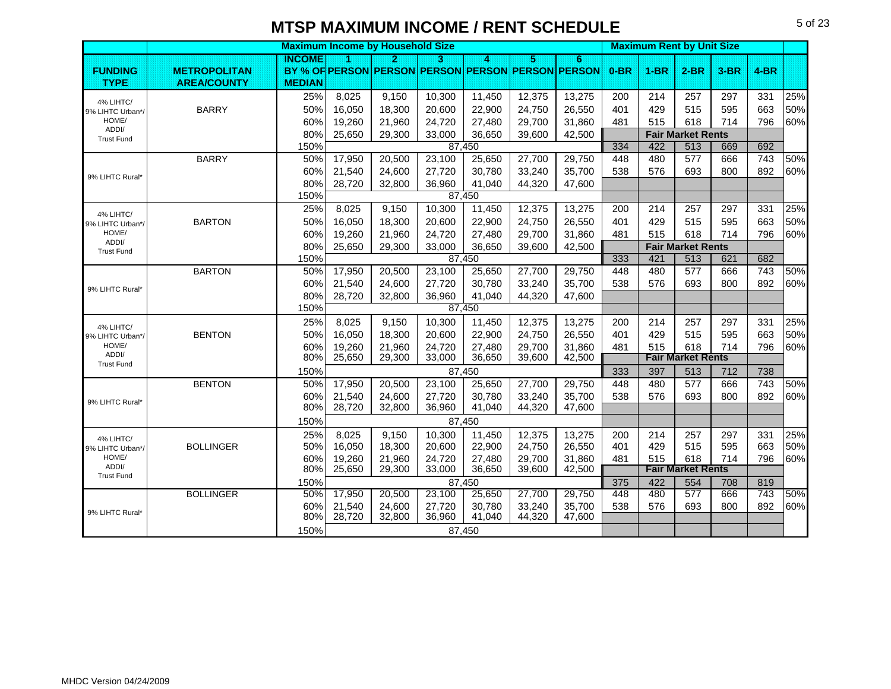# MTSP MAXIMUM INCOME / RENT SCHEDULE

| | | Maximum Income by Household Size | | | | | | | Maximum Rent by Unit Size | | | | | |
|---|---|---|---|---|---|---|---|---|---|---|---|---|---|---|
| FUNDING TYPE | METROPOLITAN AREA/COUNTY | INCOME BY % OF MEDIAN | 1 PERSON | 2 PERSON | 3 PERSON | 4 PERSON | 5 PERSON | 6 PERSON | 0-BR | 1-BR | 2-BR | 3-BR | 4-BR | |
| 4% LIHTC/ 9% LIHTC Urban*/ HOME/ ADDI/ Trust Fund | BARRY | 25% | 8,025 | 9,150 | 10,300 | 11,450 | 12,375 | 13,275 | 200 | 214 | 257 | 297 | 331 | 25% |
| | | 50% | 16,050 | 18,300 | 20,600 | 22,900 | 24,750 | 26,550 | 401 | 429 | 515 | 595 | 663 | 50% |
| | | 60% | 19,260 | 21,960 | 24,720 | 27,480 | 29,700 | 31,860 | 481 | 515 | 618 | 714 | 796 | 60% |
| | | 80% | 25,650 | 29,300 | 33,000 | 36,650 | 39,600 | 42,500 | | Fair Market Rents | | | | |
| | | 150% | | | | 87,450 | | | 334 | 422 | 513 | 669 | 692 | |
| 9% LIHTC Rural* | BARRY | 50% | 17,950 | 20,500 | 23,100 | 25,650 | 27,700 | 29,750 | 448 | 480 | 577 | 666 | 743 | 50% |
| | | 60% | 21,540 | 24,600 | 27,720 | 30,780 | 33,240 | 35,700 | 538 | 576 | 693 | 800 | 892 | 60% |
| | | 80% | 28,720 | 32,800 | 36,960 | 41,040 | 44,320 | 47,600 | | | | | | |
| | | 150% | | | | 87,450 | | | | | | | | |
| 4% LIHTC/ 9% LIHTC Urban*/ HOME/ ADDI/ Trust Fund | BARTON | 25% | 8,025 | 9,150 | 10,300 | 11,450 | 12,375 | 13,275 | 200 | 214 | 257 | 297 | 331 | 25% |
| | | 50% | 16,050 | 18,300 | 20,600 | 22,900 | 24,750 | 26,550 | 401 | 429 | 515 | 595 | 663 | 50% |
| | | 60% | 19,260 | 21,960 | 24,720 | 27,480 | 29,700 | 31,860 | 481 | 515 | 618 | 714 | 796 | 60% |
| | | 80% | 25,650 | 29,300 | 33,000 | 36,650 | 39,600 | 42,500 | | Fair Market Rents | | | | |
| | | 150% | | | | 87,450 | | | 333 | 421 | 513 | 621 | 682 | |
| 9% LIHTC Rural* | BARTON | 50% | 17,950 | 20,500 | 23,100 | 25,650 | 27,700 | 29,750 | 448 | 480 | 577 | 666 | 743 | 50% |
| | | 60% | 21,540 | 24,600 | 27,720 | 30,780 | 33,240 | 35,700 | 538 | 576 | 693 | 800 | 892 | 60% |
| | | 80% | 28,720 | 32,800 | 36,960 | 41,040 | 44,320 | 47,600 | | | | | | |
| | | 150% | | | | 87,450 | | | | | | | | |
| 4% LIHTC/ 9% LIHTC Urban*/ HOME/ ADDI/ Trust Fund | BENTON | 25% | 8,025 | 9,150 | 10,300 | 11,450 | 12,375 | 13,275 | 200 | 214 | 257 | 297 | 331 | 25% |
| | | 50% | 16,050 | 18,300 | 20,600 | 22,900 | 24,750 | 26,550 | 401 | 429 | 515 | 595 | 663 | 50% |
| | | 60% | 19,260 | 21,960 | 24,720 | 27,480 | 29,700 | 31,860 | 481 | 515 | 618 | 714 | 796 | 60% |
| | | 80% | 25,650 | 29,300 | 33,000 | 36,650 | 39,600 | 42,500 | | Fair Market Rents | | | | |
| | | 150% | | | | 87,450 | | | 333 | 397 | 513 | 712 | 738 | |
| 9% LIHTC Rural* | BENTON | 50% | 17,950 | 20,500 | 23,100 | 25,650 | 27,700 | 29,750 | 448 | 480 | 577 | 666 | 743 | 50% |
| | | 60% | 21,540 | 24,600 | 27,720 | 30,780 | 33,240 | 35,700 | 538 | 576 | 693 | 800 | 892 | 60% |
| | | 80% | 28,720 | 32,800 | 36,960 | 41,040 | 44,320 | 47,600 | | | | | | |
| | | 150% | | | | 87,450 | | | | | | | | |
| 4% LIHTC/ 9% LIHTC Urban*/ HOME/ ADDI/ Trust Fund | BOLLINGER | 25% | 8,025 | 9,150 | 10,300 | 11,450 | 12,375 | 13,275 | 200 | 214 | 257 | 297 | 331 | 25% |
| | | 50% | 16,050 | 18,300 | 20,600 | 22,900 | 24,750 | 26,550 | 401 | 429 | 515 | 595 | 663 | 50% |
| | | 60% | 19,260 | 21,960 | 24,720 | 27,480 | 29,700 | 31,860 | 481 | 515 | 618 | 714 | 796 | 60% |
| | | 80% | 25,650 | 29,300 | 33,000 | 36,650 | 39,600 | 42,500 | | Fair Market Rents | | | | |
| | | 150% | | | | 87,450 | | | 375 | 422 | 554 | 708 | 819 | |
| 9% LIHTC Rural* | BOLLINGER | 50% | 17,950 | 20,500 | 23,100 | 25,650 | 27,700 | 29,750 | 448 | 480 | 577 | 666 | 743 | 50% |
| | | 60% | 21,540 | 24,600 | 27,720 | 30,780 | 33,240 | 35,700 | 538 | 576 | 693 | 800 | 892 | 60% |
| | | 80% | 28,720 | 32,800 | 36,960 | 41,040 | 44,320 | 47,600 | | | | | | |
| | | 150% | | | | 87,450 | | | | | | | | |

MHDC Version 04/24/2009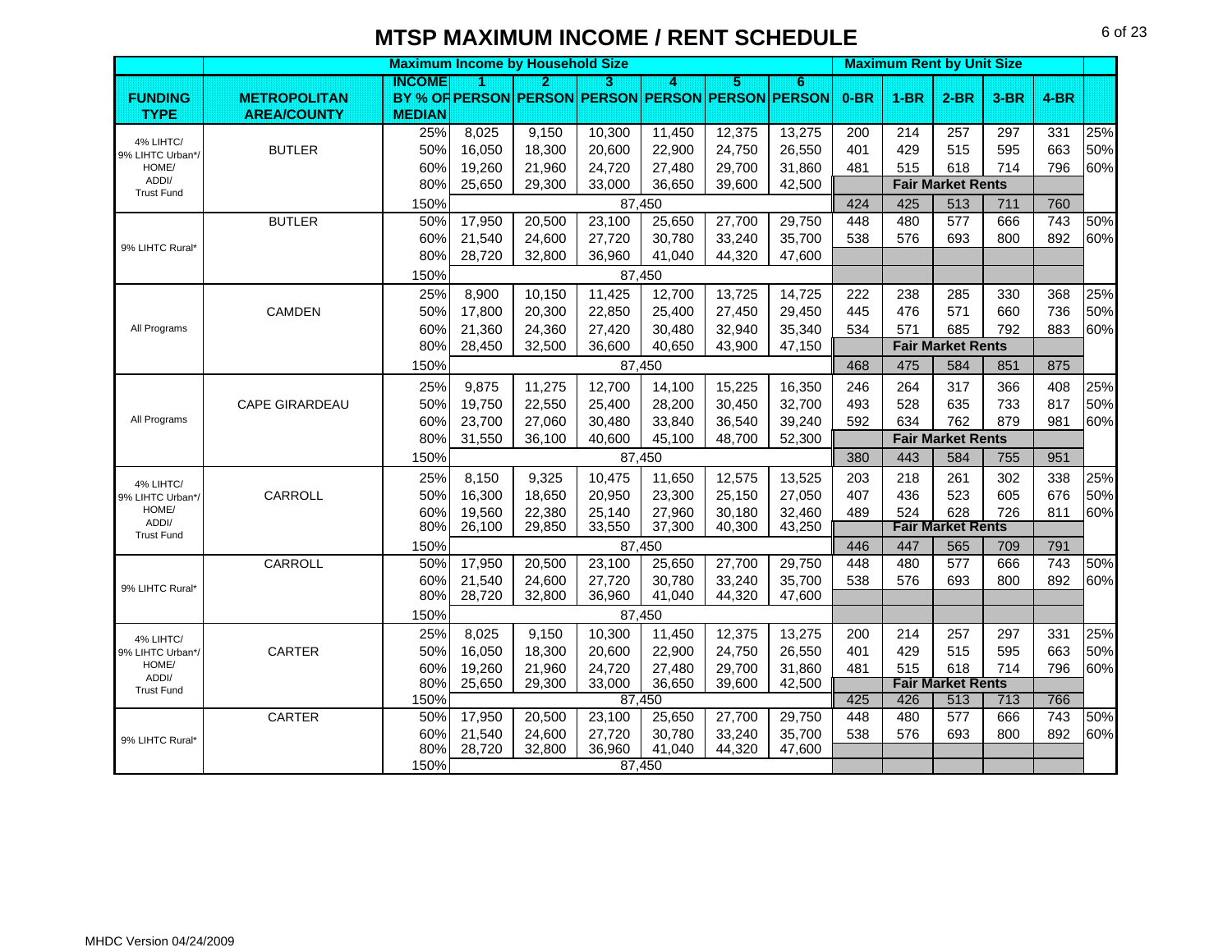# MTSP MAXIMUM INCOME / RENT SCHEDULE

| FUNDING TYPE | METROPOLITAN AREA/COUNTY | INCOME BY % OF MEDIAN | 1 PERSON | 2 PERSON | 3 PERSON | 4 PERSON | 5 PERSON | 6 PERSON | 0-BR | 1-BR | 2-BR | 3-BR | 4-BR | |
|---|---|---|---|---|---|---|---|---|---|---|---|---|---|---|
| | | **Maximum Income by Household Size** | | | | | | | **Maximum Rent by Unit Size** | | | | | |
| 4% LIHTC/ 9% LIHTC Urban*/ HOME/ ADDI/ Trust Fund | BUTLER | 25% | 8,025 | 9,150 | 10,300 | 11,450 | 12,375 | 13,275 | 200 | 214 | 257 | 297 | 331 | 25% |
| | | 50% | 16,050 | 18,300 | 20,600 | 22,900 | 24,750 | 26,550 | 401 | 429 | 515 | 595 | 663 | 50% |
| | | 60% | 19,260 | 21,960 | 24,720 | 27,480 | 29,700 | 31,860 | 481 | 515 | 618 | 714 | 796 | 60% |
| | | 80% | 25,650 | 29,300 | 33,000 | 36,650 | 39,600 | 42,500 | | **Fair Market Rents** | | | | |
| | | 150% | 87,450 | | | | | | 424 | 425 | 513 | 711 | 760 | |
| 9% LIHTC Rural* | BUTLER | 50% | 17,950 | 20,500 | 23,100 | 25,650 | 27,700 | 29,750 | 448 | 480 | 577 | 666 | 743 | 50% |
| | | 60% | 21,540 | 24,600 | 27,720 | 30,780 | 33,240 | 35,700 | 538 | 576 | 693 | 800 | 892 | 60% |
| | | 80% | 28,720 | 32,800 | 36,960 | 41,040 | 44,320 | 47,600 | | | | | | |
| | | 150% | 87,450 | | | | | | | | | | | |
| All Programs | CAMDEN | 25% | 8,900 | 10,150 | 11,425 | 12,700 | 13,725 | 14,725 | 222 | 238 | 285 | 330 | 368 | 25% |
| | | 50% | 17,800 | 20,300 | 22,850 | 25,400 | 27,450 | 29,450 | 445 | 476 | 571 | 660 | 736 | 50% |
| | | 60% | 21,360 | 24,360 | 27,420 | 30,480 | 32,940 | 35,340 | 534 | 571 | 685 | 792 | 883 | 60% |
| | | 80% | 28,450 | 32,500 | 36,600 | 40,650 | 43,900 | 47,150 | | **Fair Market Rents** | | | | |
| | | 150% | 87,450 | | | | | | 468 | 475 | 584 | 851 | 875 | |
| All Programs | CAPE GIRARDEAU | 25% | 9,875 | 11,275 | 12,700 | 14,100 | 15,225 | 16,350 | 246 | 264 | 317 | 366 | 408 | 25% |
| | | 50% | 19,750 | 22,550 | 25,400 | 28,200 | 30,450 | 32,700 | 493 | 528 | 635 | 733 | 817 | 50% |
| | | 60% | 23,700 | 27,060 | 30,480 | 33,840 | 36,540 | 39,240 | 592 | 634 | 762 | 879 | 981 | 60% |
| | | 80% | 31,550 | 36,100 | 40,600 | 45,100 | 48,700 | 52,300 | | **Fair Market Rents** | | | | |
| | | 150% | 87,450 | | | | | | 380 | 443 | 584 | 755 | 951 | |
| 4% LIHTC/ 9% LIHTC Urban*/ HOME/ ADDI/ Trust Fund | CARROLL | 25% | 8,150 | 9,325 | 10,475 | 11,650 | 12,575 | 13,525 | 203 | 218 | 261 | 302 | 338 | 25% |
| | | 50% | 16,300 | 18,650 | 20,950 | 23,300 | 25,150 | 27,050 | 407 | 436 | 523 | 605 | 676 | 50% |
| | | 60% | 19,560 | 22,380 | 25,140 | 27,960 | 30,180 | 32,460 | 489 | 524 | 628 | 726 | 811 | 60% |
| | | 80% | 26,100 | 29,850 | 33,550 | 37,300 | 40,300 | 43,250 | | **Fair Market Rents** | | | | |
| | | 150% | 87,450 | | | | | | 446 | 447 | 565 | 709 | 791 | |
| 9% LIHTC Rural* | CARROLL | 50% | 17,950 | 20,500 | 23,100 | 25,650 | 27,700 | 29,750 | 448 | 480 | 577 | 666 | 743 | 50% |
| | | 60% | 21,540 | 24,600 | 27,720 | 30,780 | 33,240 | 35,700 | 538 | 576 | 693 | 800 | 892 | 60% |
| | | 80% | 28,720 | 32,800 | 36,960 | 41,040 | 44,320 | 47,600 | | | | | | |
| | | 150% | 87,450 | | | | | | | | | | | |
| 4% LIHTC/ 9% LIHTC Urban*/ HOME/ ADDI/ Trust Fund | CARTER | 25% | 8,025 | 9,150 | 10,300 | 11,450 | 12,375 | 13,275 | 200 | 214 | 257 | 297 | 331 | 25% |
| | | 50% | 16,050 | 18,300 | 20,600 | 22,900 | 24,750 | 26,550 | 401 | 429 | 515 | 595 | 663 | 50% |
| | | 60% | 19,260 | 21,960 | 24,720 | 27,480 | 29,700 | 31,860 | 481 | 515 | 618 | 714 | 796 | 60% |
| | | 80% | 25,650 | 29,300 | 33,000 | 36,650 | 39,600 | 42,500 | | **Fair Market Rents** | | | | |
| | | 150% | 87,450 | | | | | | 425 | 426 | 513 | 713 | 766 | |
| 9% LIHTC Rural* | CARTER | 50% | 17,950 | 20,500 | 23,100 | 25,650 | 27,700 | 29,750 | 448 | 480 | 577 | 666 | 743 | 50% |
| | | 60% | 21,540 | 24,600 | 27,720 | 30,780 | 33,240 | 35,700 | 538 | 576 | 693 | 800 | 892 | 60% |
| | | 80% | 28,720 | 32,800 | 36,960 | 41,040 | 44,320 | 47,600 | | | | | | |
| | | 150% | 87,450 | | | | | | | | | | | |

MHDC Version 04/24/2009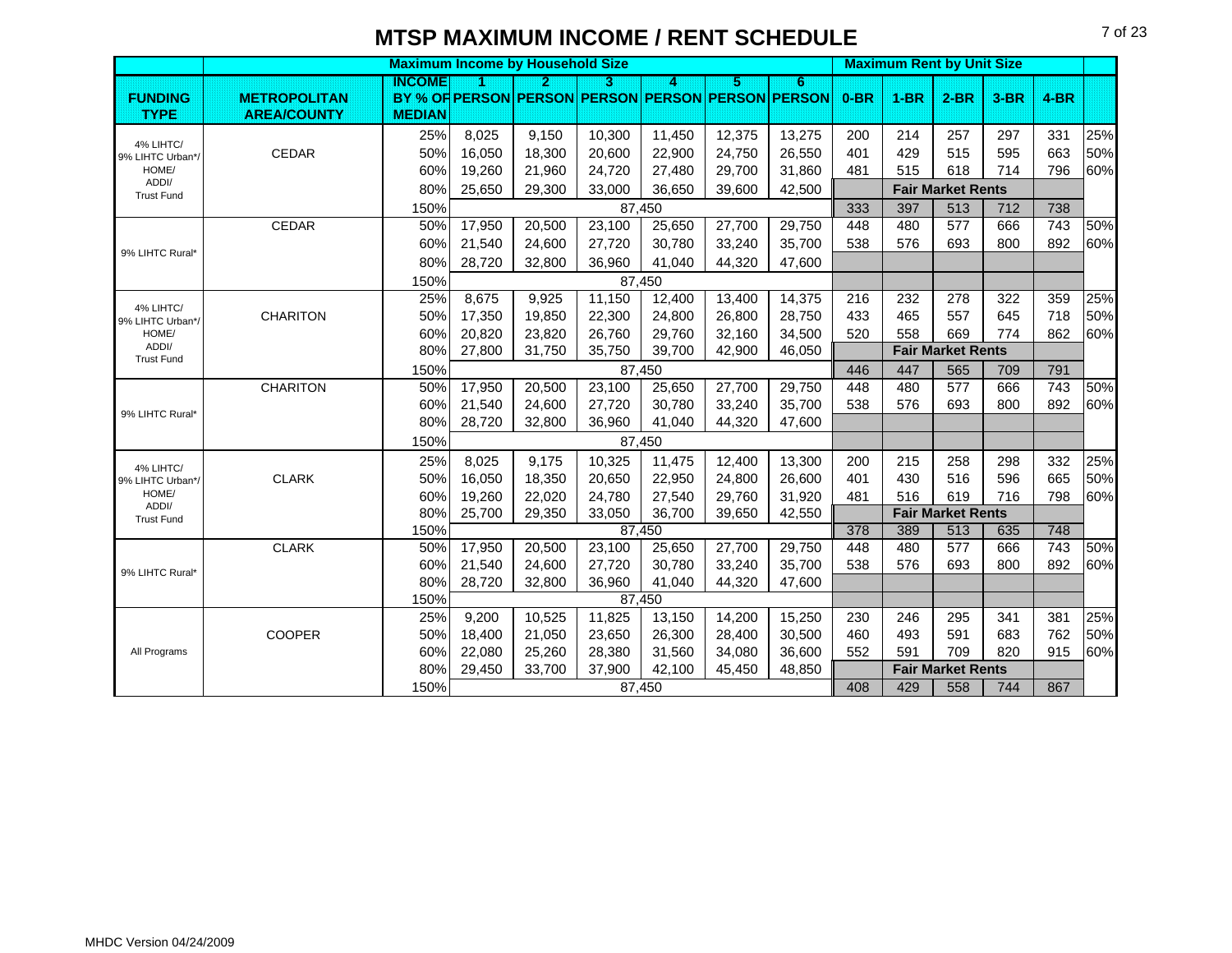# MTSP MAXIMUM INCOME / RENT SCHEDULE

| FUNDING TYPE | METROPOLITAN AREA/COUNTY | INCOME BY % OF MEDIAN | Maximum Income by Household Size: 1 PERSON | 2 PERSON | 3 PERSON | 4 PERSON | 5 PERSON | 6 PERSON | Maximum Rent by Unit Size: 0-BR | 1-BR | 2-BR | 3-BR | 4-BR | |
|---|---|---|---|---|---|---|---|---|---|---|---|---|---|---|
| 4% LIHTC/ 9% LIHTC Urban*/ HOME/ ADDI/ Trust Fund | CEDAR | 25% | 8,025 | 9,150 | 10,300 | 11,450 | 12,375 | 13,275 | 200 | 214 | 257 | 297 | 331 | 25% |
| | | 50% | 16,050 | 18,300 | 20,600 | 22,900 | 24,750 | 26,550 | 401 | 429 | 515 | 595 | 663 | 50% |
| | | 60% | 19,260 | 21,960 | 24,720 | 27,480 | 29,700 | 31,860 | 481 | 515 | 618 | 714 | 796 | 60% |
| | | 80% | 25,650 | 29,300 | 33,000 | 36,650 | 39,600 | 42,500 | Fair Market Rents | | | | | |
| | | 150% | 87,450 | | | | | | 333 | 397 | 513 | 712 | 738 | |
| 9% LIHTC Rural* | CEDAR | 50% | 17,950 | 20,500 | 23,100 | 25,650 | 27,700 | 29,750 | 448 | 480 | 577 | 666 | 743 | 50% |
| | | 60% | 21,540 | 24,600 | 27,720 | 30,780 | 33,240 | 35,700 | 538 | 576 | 693 | 800 | 892 | 60% |
| | | 80% | 28,720 | 32,800 | 36,960 | 41,040 | 44,320 | 47,600 | | | | | | |
| | | 150% | 87,450 | | | | | | | | | | | |
| 4% LIHTC/ 9% LIHTC Urban*/ HOME/ ADDI/ Trust Fund | CHARITON | 25% | 8,675 | 9,925 | 11,150 | 12,400 | 13,400 | 14,375 | 216 | 232 | 278 | 322 | 359 | 25% |
| | | 50% | 17,350 | 19,850 | 22,300 | 24,800 | 26,800 | 28,750 | 433 | 465 | 557 | 645 | 718 | 50% |
| | | 60% | 20,820 | 23,820 | 26,760 | 29,760 | 32,160 | 34,500 | 520 | 558 | 669 | 774 | 862 | 60% |
| | | 80% | 27,800 | 31,750 | 35,750 | 39,700 | 42,900 | 46,050 | Fair Market Rents | | | | | |
| | | 150% | 87,450 | | | | | | 446 | 447 | 565 | 709 | 791 | |
| 9% LIHTC Rural* | CHARITON | 50% | 17,950 | 20,500 | 23,100 | 25,650 | 27,700 | 29,750 | 448 | 480 | 577 | 666 | 743 | 50% |
| | | 60% | 21,540 | 24,600 | 27,720 | 30,780 | 33,240 | 35,700 | 538 | 576 | 693 | 800 | 892 | 60% |
| | | 80% | 28,720 | 32,800 | 36,960 | 41,040 | 44,320 | 47,600 | | | | | | |
| | | 150% | 87,450 | | | | | | | | | | | |
| 4% LIHTC/ 9% LIHTC Urban*/ HOME/ ADDI/ Trust Fund | CLARK | 25% | 8,025 | 9,175 | 10,325 | 11,475 | 12,400 | 13,300 | 200 | 215 | 258 | 298 | 332 | 25% |
| | | 50% | 16,050 | 18,350 | 20,650 | 22,950 | 24,800 | 26,600 | 401 | 430 | 516 | 596 | 665 | 50% |
| | | 60% | 19,260 | 22,020 | 24,780 | 27,540 | 29,760 | 31,920 | 481 | 516 | 619 | 716 | 798 | 60% |
| | | 80% | 25,700 | 29,350 | 33,050 | 36,700 | 39,650 | 42,550 | Fair Market Rents | | | | | |
| | | 150% | 87,450 | | | | | | 378 | 389 | 513 | 635 | 748 | |
| 9% LIHTC Rural* | CLARK | 50% | 17,950 | 20,500 | 23,100 | 25,650 | 27,700 | 29,750 | 448 | 480 | 577 | 666 | 743 | 50% |
| | | 60% | 21,540 | 24,600 | 27,720 | 30,780 | 33,240 | 35,700 | 538 | 576 | 693 | 800 | 892 | 60% |
| | | 80% | 28,720 | 32,800 | 36,960 | 41,040 | 44,320 | 47,600 | | | | | | |
| | | 150% | 87,450 | | | | | | | | | | | |
| All Programs | COOPER | 25% | 9,200 | 10,525 | 11,825 | 13,150 | 14,200 | 15,250 | 230 | 246 | 295 | 341 | 381 | 25% |
| | | 50% | 18,400 | 21,050 | 23,650 | 26,300 | 28,400 | 30,500 | 460 | 493 | 591 | 683 | 762 | 50% |
| | | 60% | 22,080 | 25,260 | 28,380 | 31,560 | 34,080 | 36,600 | 552 | 591 | 709 | 820 | 915 | 60% |
| | | 80% | 29,450 | 33,700 | 37,900 | 42,100 | 45,450 | 48,850 | Fair Market Rents | | | | | |
| | | 150% | 87,450 | | | | | | 408 | 429 | 558 | 744 | 867 | |

MHDC Version 04/24/2009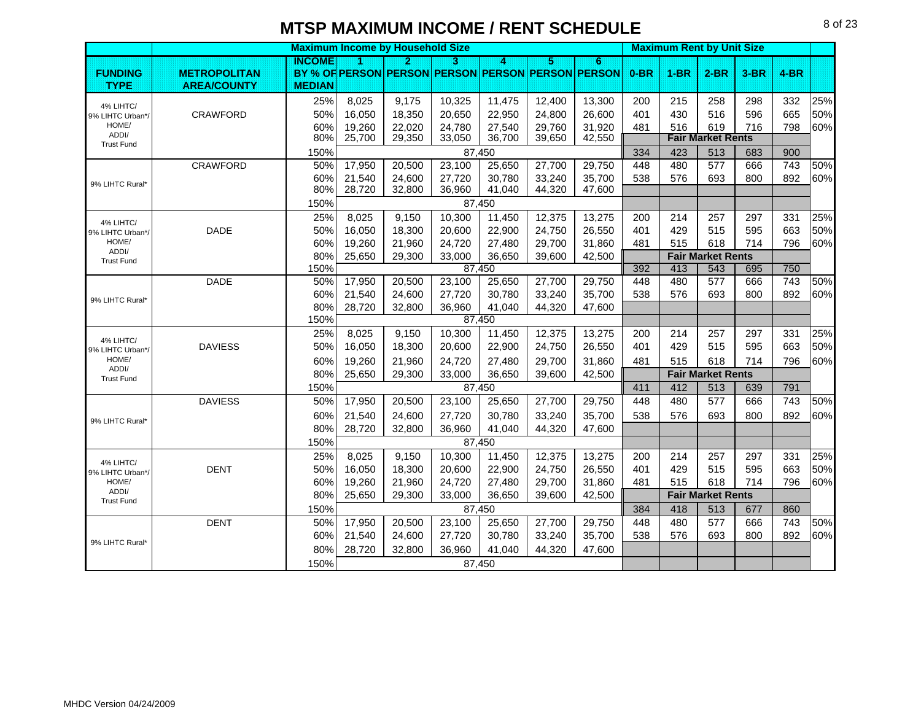# MTSP MAXIMUM INCOME / RENT SCHEDULE

| | | Maximum Income by Household Size | | | | | | | Maximum Rent by Unit Size | | | | | |
|---|---|---|---|---|---|---|---|---|---|---|---|---|---|---|
| FUNDING TYPE | METROPOLITAN AREA/COUNTY | INCOME BY % OF MEDIAN | 1 PERSON | 2 PERSON | 3 PERSON | 4 PERSON | 5 PERSON | 6 PERSON | 0-BR | 1-BR | 2-BR | 3-BR | 4-BR | |
| 4% LIHTC/ 9% LIHTC Urban*/ HOME/ ADDI/ Trust Fund | CRAWFORD | 25% | 8,025 | 9,175 | 10,325 | 11,475 | 12,400 | 13,300 | 200 | 215 | 258 | 298 | 332 | 25% |
| | | 50% | 16,050 | 18,350 | 20,650 | 22,950 | 24,800 | 26,600 | 401 | 430 | 516 | 596 | 665 | 50% |
| | | 60% | 19,260 | 22,020 | 24,780 | 27,540 | 29,760 | 31,920 | 481 | 516 | 619 | 716 | 798 | 60% |
| | | 80% | 25,700 | 29,350 | 33,050 | 36,700 | 39,650 | 42,550 | Fair Market Rents | | | | | |
| | | 150% | 87,450 | | | | | | 334 | 423 | 513 | 683 | 900 | |
| 9% LIHTC Rural* | CRAWFORD | 50% | 17,950 | 20,500 | 23,100 | 25,650 | 27,700 | 29,750 | 448 | 480 | 577 | 666 | 743 | 50% |
| | | 60% | 21,540 | 24,600 | 27,720 | 30,780 | 33,240 | 35,700 | 538 | 576 | 693 | 800 | 892 | 60% |
| | | 80% | 28,720 | 32,800 | 36,960 | 41,040 | 44,320 | 47,600 | | | | | | |
| | | 150% | 87,450 | | | | | | | | | | | |
| 4% LIHTC/ 9% LIHTC Urban*/ HOME/ ADDI/ Trust Fund | DADE | 25% | 8,025 | 9,150 | 10,300 | 11,450 | 12,375 | 13,275 | 200 | 214 | 257 | 297 | 331 | 25% |
| | | 50% | 16,050 | 18,300 | 20,600 | 22,900 | 24,750 | 26,550 | 401 | 429 | 515 | 595 | 663 | 50% |
| | | 60% | 19,260 | 21,960 | 24,720 | 27,480 | 29,700 | 31,860 | 481 | 515 | 618 | 714 | 796 | 60% |
| | | 80% | 25,650 | 29,300 | 33,000 | 36,650 | 39,600 | 42,500 | Fair Market Rents | | | | | |
| | | 150% | 87,450 | | | | | | 392 | 413 | 543 | 695 | 750 | |
| 9% LIHTC Rural* | DADE | 50% | 17,950 | 20,500 | 23,100 | 25,650 | 27,700 | 29,750 | 448 | 480 | 577 | 666 | 743 | 50% |
| | | 60% | 21,540 | 24,600 | 27,720 | 30,780 | 33,240 | 35,700 | 538 | 576 | 693 | 800 | 892 | 60% |
| | | 80% | 28,720 | 32,800 | 36,960 | 41,040 | 44,320 | 47,600 | | | | | | |
| | | 150% | 87,450 | | | | | | | | | | | |
| 4% LIHTC/ 9% LIHTC Urban*/ HOME/ ADDI/ Trust Fund | DAVIESS | 25% | 8,025 | 9,150 | 10,300 | 11,450 | 12,375 | 13,275 | 200 | 214 | 257 | 297 | 331 | 25% |
| | | 50% | 16,050 | 18,300 | 20,600 | 22,900 | 24,750 | 26,550 | 401 | 429 | 515 | 595 | 663 | 50% |
| | | 60% | 19,260 | 21,960 | 24,720 | 27,480 | 29,700 | 31,860 | 481 | 515 | 618 | 714 | 796 | 60% |
| | | 80% | 25,650 | 29,300 | 33,000 | 36,650 | 39,600 | 42,500 | Fair Market Rents | | | | | |
| | | 150% | 87,450 | | | | | | 411 | 412 | 513 | 639 | 791 | |
| 9% LIHTC Rural* | DAVIESS | 50% | 17,950 | 20,500 | 23,100 | 25,650 | 27,700 | 29,750 | 448 | 480 | 577 | 666 | 743 | 50% |
| | | 60% | 21,540 | 24,600 | 27,720 | 30,780 | 33,240 | 35,700 | 538 | 576 | 693 | 800 | 892 | 60% |
| | | 80% | 28,720 | 32,800 | 36,960 | 41,040 | 44,320 | 47,600 | | | | | | |
| | | 150% | 87,450 | | | | | | | | | | | |
| 4% LIHTC/ 9% LIHTC Urban*/ HOME/ ADDI/ Trust Fund | DENT | 25% | 8,025 | 9,150 | 10,300 | 11,450 | 12,375 | 13,275 | 200 | 214 | 257 | 297 | 331 | 25% |
| | | 50% | 16,050 | 18,300 | 20,600 | 22,900 | 24,750 | 26,550 | 401 | 429 | 515 | 595 | 663 | 50% |
| | | 60% | 19,260 | 21,960 | 24,720 | 27,480 | 29,700 | 31,860 | 481 | 515 | 618 | 714 | 796 | 60% |
| | | 80% | 25,650 | 29,300 | 33,000 | 36,650 | 39,600 | 42,500 | Fair Market Rents | | | | | |
| | | 150% | 87,450 | | | | | | 384 | 418 | 513 | 677 | 860 | |
| 9% LIHTC Rural* | DENT | 50% | 17,950 | 20,500 | 23,100 | 25,650 | 27,700 | 29,750 | 448 | 480 | 577 | 666 | 743 | 50% |
| | | 60% | 21,540 | 24,600 | 27,720 | 30,780 | 33,240 | 35,700 | 538 | 576 | 693 | 800 | 892 | 60% |
| | | 80% | 28,720 | 32,800 | 36,960 | 41,040 | 44,320 | 47,600 | | | | | | |
| | | 150% | 87,450 | | | | | | | | | | | |

MHDC Version 04/24/2009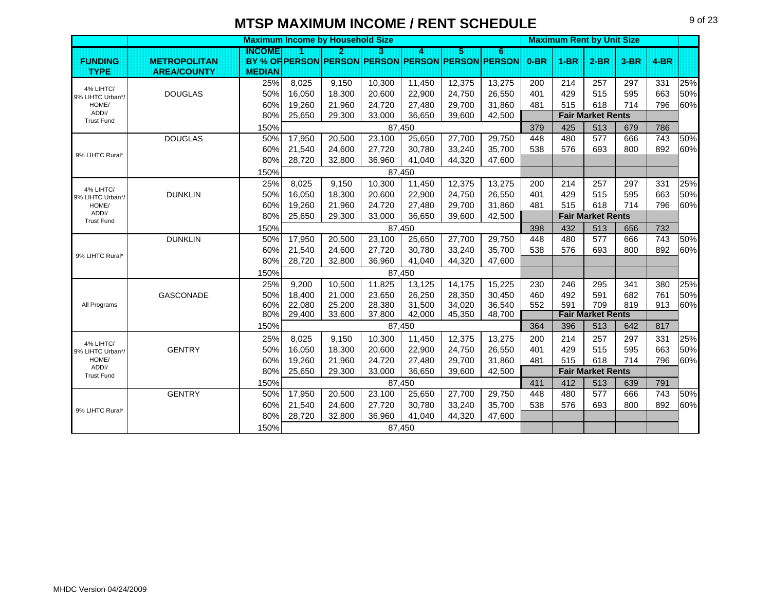# MTSP MAXIMUM INCOME / RENT SCHEDULE

| FUNDING TYPE | METROPOLITAN AREA/COUNTY | Maximum Income by Household Size | | | | | | | Maximum Rent by Unit Size | | | | | |
|---|---|---|---|---|---|---|---|---|---|---|---|---|---|---|
| | | INCOME BY % OF MEDIAN | 1 PERSON | 2 PERSON | 3 PERSON | 4 PERSON | 5 PERSON | 6 PERSON | 0-BR | 1-BR | 2-BR | 3-BR | 4-BR | |
| 4% LIHTC/ 9% LIHTC Urban*/ HOME/ ADDI/ Trust Fund | DOUGLAS | 25% | 8,025 | 9,150 | 10,300 | 11,450 | 12,375 | 13,275 | 200 | 214 | 257 | 297 | 331 | 25% |
| | | 50% | 16,050 | 18,300 | 20,600 | 22,900 | 24,750 | 26,550 | 401 | 429 | 515 | 595 | 663 | 50% |
| | | 60% | 19,260 | 21,960 | 24,720 | 27,480 | 29,700 | 31,860 | 481 | 515 | 618 | 714 | 796 | 60% |
| | | 80% | 25,650 | 29,300 | 33,000 | 36,650 | 39,600 | 42,500 | Fair Market Rents | | | | | |
| | | 150% | 87,450 | | | | | | 379 | 425 | 513 | 679 | 786 | |
| 9% LIHTC Rural* | DOUGLAS | 50% | 17,950 | 20,500 | 23,100 | 25,650 | 27,700 | 29,750 | 448 | 480 | 577 | 666 | 743 | 50% |
| | | 60% | 21,540 | 24,600 | 27,720 | 30,780 | 33,240 | 35,700 | 538 | 576 | 693 | 800 | 892 | 60% |
| | | 80% | 28,720 | 32,800 | 36,960 | 41,040 | 44,320 | 47,600 | | | | | | |
| | | 150% | 87,450 | | | | | | | | | | | |
| 4% LIHTC/ 9% LIHTC Urban*/ HOME/ ADDI/ Trust Fund | DUNKLIN | 25% | 8,025 | 9,150 | 10,300 | 11,450 | 12,375 | 13,275 | 200 | 214 | 257 | 297 | 331 | 25% |
| | | 50% | 16,050 | 18,300 | 20,600 | 22,900 | 24,750 | 26,550 | 401 | 429 | 515 | 595 | 663 | 50% |
| | | 60% | 19,260 | 21,960 | 24,720 | 27,480 | 29,700 | 31,860 | 481 | 515 | 618 | 714 | 796 | 60% |
| | | 80% | 25,650 | 29,300 | 33,000 | 36,650 | 39,600 | 42,500 | Fair Market Rents | | | | | |
| | | 150% | 87,450 | | | | | | 398 | 432 | 513 | 656 | 732 | |
| 9% LIHTC Rural* | DUNKLIN | 50% | 17,950 | 20,500 | 23,100 | 25,650 | 27,700 | 29,750 | 448 | 480 | 577 | 666 | 743 | 50% |
| | | 60% | 21,540 | 24,600 | 27,720 | 30,780 | 33,240 | 35,700 | 538 | 576 | 693 | 800 | 892 | 60% |
| | | 80% | 28,720 | 32,800 | 36,960 | 41,040 | 44,320 | 47,600 | | | | | | |
| | | 150% | 87,450 | | | | | | | | | | | |
| All Programs | GASCONADE | 25% | 9,200 | 10,500 | 11,825 | 13,125 | 14,175 | 15,225 | 230 | 246 | 295 | 341 | 380 | 25% |
| | | 50% | 18,400 | 21,000 | 23,650 | 26,250 | 28,350 | 30,450 | 460 | 492 | 591 | 682 | 761 | 50% |
| | | 60% | 22,080 | 25,200 | 28,380 | 31,500 | 34,020 | 36,540 | 552 | 591 | 709 | 819 | 913 | 60% |
| | | 80% | 29,400 | 33,600 | 37,800 | 42,000 | 45,350 | 48,700 | Fair Market Rents | | | | | |
| | | 150% | 87,450 | | | | | | 364 | 396 | 513 | 642 | 817 | |
| 4% LIHTC/ 9% LIHTC Urban*/ HOME/ ADDI/ Trust Fund | GENTRY | 25% | 8,025 | 9,150 | 10,300 | 11,450 | 12,375 | 13,275 | 200 | 214 | 257 | 297 | 331 | 25% |
| | | 50% | 16,050 | 18,300 | 20,600 | 22,900 | 24,750 | 26,550 | 401 | 429 | 515 | 595 | 663 | 50% |
| | | 60% | 19,260 | 21,960 | 24,720 | 27,480 | 29,700 | 31,860 | 481 | 515 | 618 | 714 | 796 | 60% |
| | | 80% | 25,650 | 29,300 | 33,000 | 36,650 | 39,600 | 42,500 | Fair Market Rents | | | | | |
| | | 150% | 87,450 | | | | | | 411 | 412 | 513 | 639 | 791 | |
| 9% LIHTC Rural* | GENTRY | 50% | 17,950 | 20,500 | 23,100 | 25,650 | 27,700 | 29,750 | 448 | 480 | 577 | 666 | 743 | 50% |
| | | 60% | 21,540 | 24,600 | 27,720 | 30,780 | 33,240 | 35,700 | 538 | 576 | 693 | 800 | 892 | 60% |
| | | 80% | 28,720 | 32,800 | 36,960 | 41,040 | 44,320 | 47,600 | | | | | | |
| | | 150% | 87,450 | | | | | | | | | | | |

MHDC Version 04/24/2009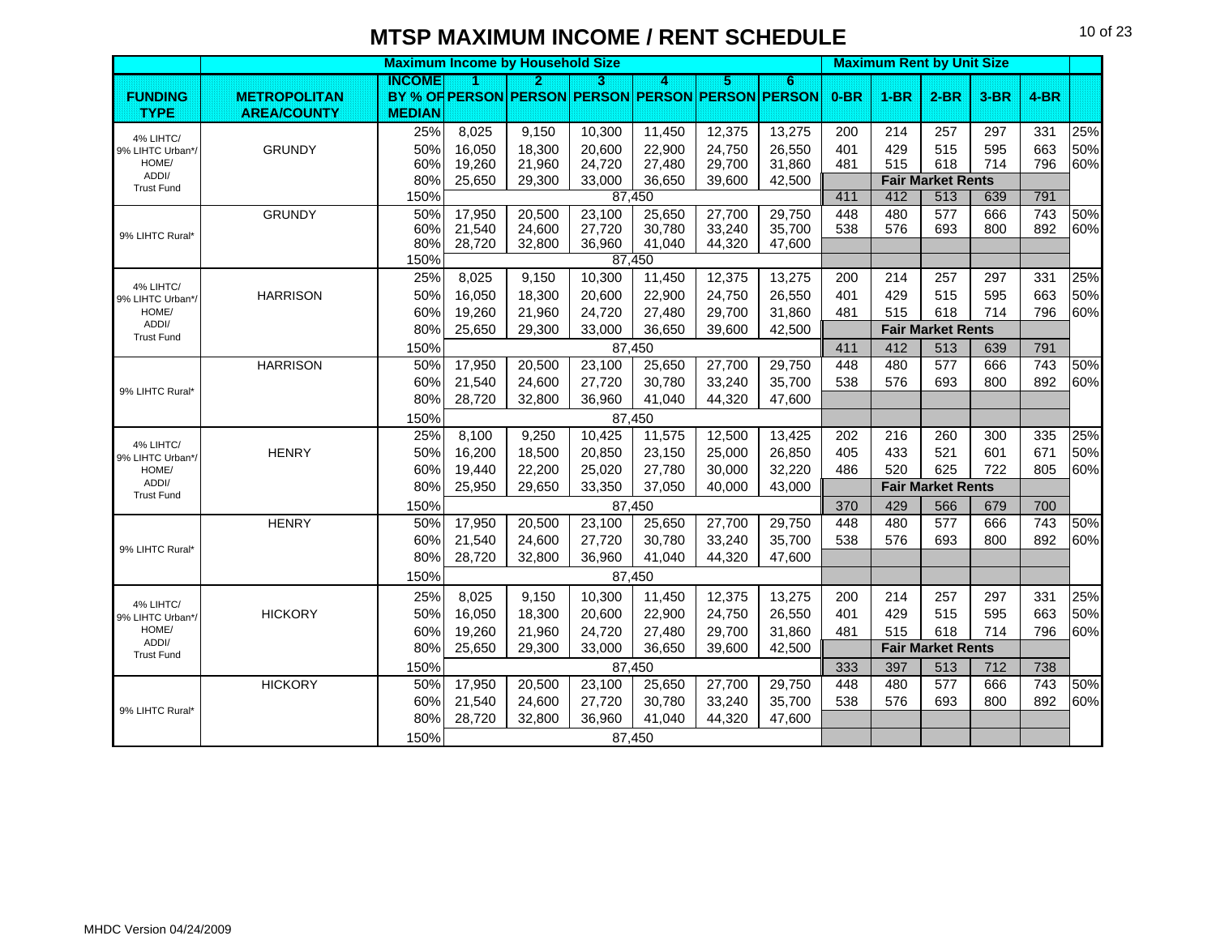# MTSP MAXIMUM INCOME / RENT SCHEDULE

| | | Maximum Income by Household Size | | | | | | | Maximum Rent by Unit Size | | | | | |
|---|---|---|---|---|---|---|---|---|---|---|---|---|---|---|
| FUNDING TYPE | METROPOLITAN AREA/COUNTY | INCOME BY % OF MEDIAN | 1 PERSON | 2 PERSON | 3 PERSON | 4 PERSON | 5 PERSON | 6 PERSON | 0-BR | 1-BR | 2-BR | 3-BR | 4-BR | |
| 4% LIHTC/ 9% LIHTC Urban*/ HOME/ ADDI/ Trust Fund | GRUNDY | 25% | 8,025 | 9,150 | 10,300 | 11,450 | 12,375 | 13,275 | 200 | 214 | 257 | 297 | 331 | 25% |
| | | 50% | 16,050 | 18,300 | 20,600 | 22,900 | 24,750 | 26,550 | 401 | 429 | 515 | 595 | 663 | 50% |
| | | 60% | 19,260 | 21,960 | 24,720 | 27,480 | 29,700 | 31,860 | 481 | 515 | 618 | 714 | 796 | 60% |
| | | 80% | 25,650 | 29,300 | 33,000 | 36,650 | 39,600 | 42,500 | Fair Market Rents | | | | | |
| | | 150% | 87,450 | | | | | | 411 | 412 | 513 | 639 | 791 | |
| 9% LIHTC Rural* | GRUNDY | 50% | 17,950 | 20,500 | 23,100 | 25,650 | 27,700 | 29,750 | 448 | 480 | 577 | 666 | 743 | 50% |
| | | 60% | 21,540 | 24,600 | 27,720 | 30,780 | 33,240 | 35,700 | 538 | 576 | 693 | 800 | 892 | 60% |
| | | 80% | 28,720 | 32,800 | 36,960 | 41,040 | 44,320 | 47,600 | | | | | | |
| | | 150% | 87,450 | | | | | | | | | | | |
| 4% LIHTC/ 9% LIHTC Urban*/ HOME/ ADDI/ Trust Fund | HARRISON | 25% | 8,025 | 9,150 | 10,300 | 11,450 | 12,375 | 13,275 | 200 | 214 | 257 | 297 | 331 | 25% |
| | | 50% | 16,050 | 18,300 | 20,600 | 22,900 | 24,750 | 26,550 | 401 | 429 | 515 | 595 | 663 | 50% |
| | | 60% | 19,260 | 21,960 | 24,720 | 27,480 | 29,700 | 31,860 | 481 | 515 | 618 | 714 | 796 | 60% |
| | | 80% | 25,650 | 29,300 | 33,000 | 36,650 | 39,600 | 42,500 | Fair Market Rents | | | | | |
| | | 150% | 87,450 | | | | | | 411 | 412 | 513 | 639 | 791 | |
| 9% LIHTC Rural* | HARRISON | 50% | 17,950 | 20,500 | 23,100 | 25,650 | 27,700 | 29,750 | 448 | 480 | 577 | 666 | 743 | 50% |
| | | 60% | 21,540 | 24,600 | 27,720 | 30,780 | 33,240 | 35,700 | 538 | 576 | 693 | 800 | 892 | 60% |
| | | 80% | 28,720 | 32,800 | 36,960 | 41,040 | 44,320 | 47,600 | | | | | | |
| | | 150% | 87,450 | | | | | | | | | | | |
| 4% LIHTC/ 9% LIHTC Urban*/ HOME/ ADDI/ Trust Fund | HENRY | 25% | 8,100 | 9,250 | 10,425 | 11,575 | 12,500 | 13,425 | 202 | 216 | 260 | 300 | 335 | 25% |
| | | 50% | 16,200 | 18,500 | 20,850 | 23,150 | 25,000 | 26,850 | 405 | 433 | 521 | 601 | 671 | 50% |
| | | 60% | 19,440 | 22,200 | 25,020 | 27,780 | 30,000 | 32,220 | 486 | 520 | 625 | 722 | 805 | 60% |
| | | 80% | 25,950 | 29,650 | 33,350 | 37,050 | 40,000 | 43,000 | Fair Market Rents | | | | | |
| | | 150% | 87,450 | | | | | | 370 | 429 | 566 | 679 | 700 | |
| 9% LIHTC Rural* | HENRY | 50% | 17,950 | 20,500 | 23,100 | 25,650 | 27,700 | 29,750 | 448 | 480 | 577 | 666 | 743 | 50% |
| | | 60% | 21,540 | 24,600 | 27,720 | 30,780 | 33,240 | 35,700 | 538 | 576 | 693 | 800 | 892 | 60% |
| | | 80% | 28,720 | 32,800 | 36,960 | 41,040 | 44,320 | 47,600 | | | | | | |
| | | 150% | 87,450 | | | | | | | | | | | |
| 4% LIHTC/ 9% LIHTC Urban*/ HOME/ ADDI/ Trust Fund | HICKORY | 25% | 8,025 | 9,150 | 10,300 | 11,450 | 12,375 | 13,275 | 200 | 214 | 257 | 297 | 331 | 25% |
| | | 50% | 16,050 | 18,300 | 20,600 | 22,900 | 24,750 | 26,550 | 401 | 429 | 515 | 595 | 663 | 50% |
| | | 60% | 19,260 | 21,960 | 24,720 | 27,480 | 29,700 | 31,860 | 481 | 515 | 618 | 714 | 796 | 60% |
| | | 80% | 25,650 | 29,300 | 33,000 | 36,650 | 39,600 | 42,500 | Fair Market Rents | | | | | |
| | | 150% | 87,450 | | | | | | 333 | 397 | 513 | 712 | 738 | |
| 9% LIHTC Rural* | HICKORY | 50% | 17,950 | 20,500 | 23,100 | 25,650 | 27,700 | 29,750 | 448 | 480 | 577 | 666 | 743 | 50% |
| | | 60% | 21,540 | 24,600 | 27,720 | 30,780 | 33,240 | 35,700 | 538 | 576 | 693 | 800 | 892 | 60% |
| | | 80% | 28,720 | 32,800 | 36,960 | 41,040 | 44,320 | 47,600 | | | | | | |
| | | 150% | 87,450 | | | | | | | | | | | |

MHDC Version 04/24/2009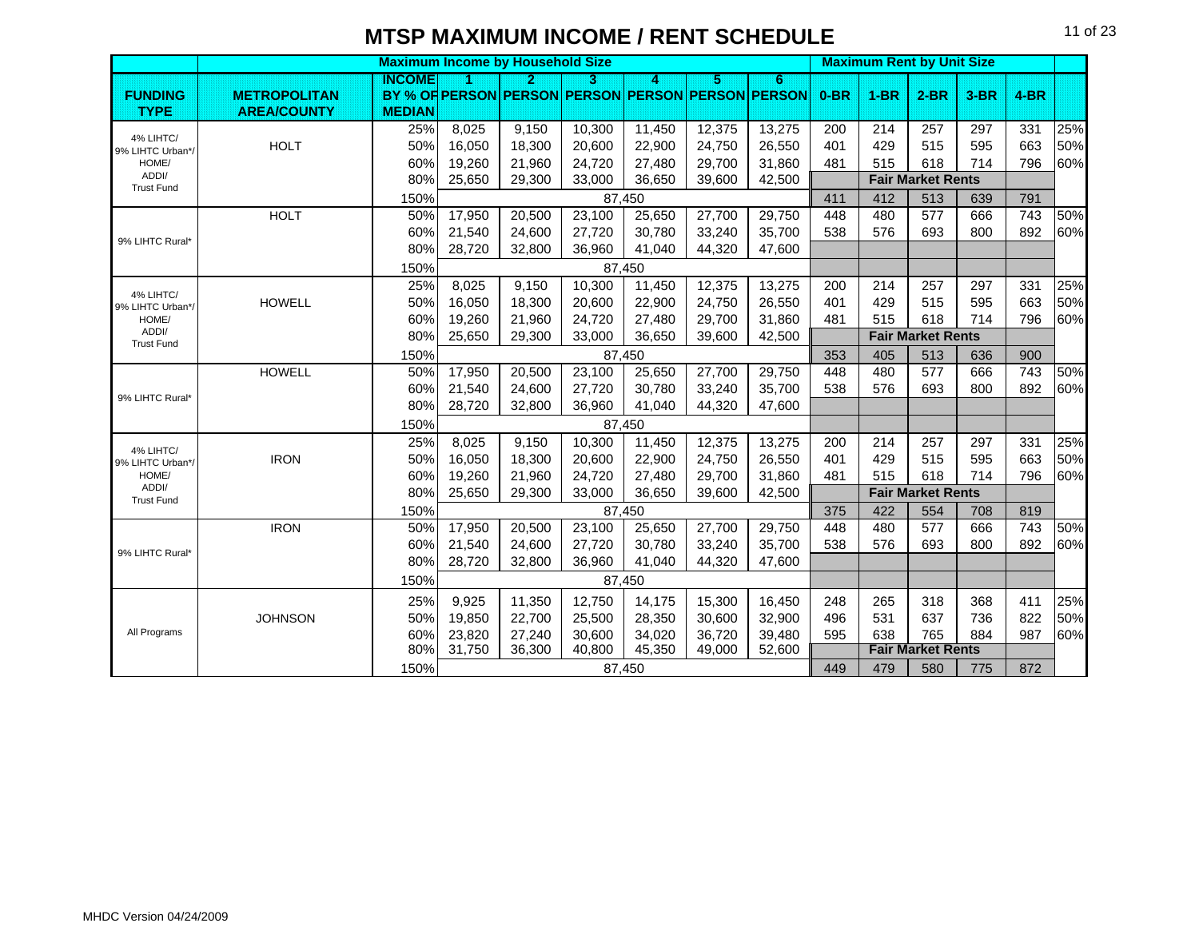# MTSP MAXIMUM INCOME / RENT SCHEDULE

| | | Maximum Income by Household Size | | | | | | | Maximum Rent by Unit Size | | | | | |
|---|---|---|---|---|---|---|---|---|---|---|---|---|---|---|
| FUNDING TYPE | METROPOLITAN AREA/COUNTY | INCOME BY % OF MEDIAN | 1 PERSON | 2 PERSON | 3 PERSON | 4 PERSON | 5 PERSON | 6 PERSON | 0-BR | 1-BR | 2-BR | 3-BR | 4-BR | |
| 4% LIHTC/ 9% LIHTC Urban*/ HOME/ ADDI/ Trust Fund | HOLT | 25% | 8,025 | 9,150 | 10,300 | 11,450 | 12,375 | 13,275 | 200 | 214 | 257 | 297 | 331 | 25% |
| | | 50% | 16,050 | 18,300 | 20,600 | 22,900 | 24,750 | 26,550 | 401 | 429 | 515 | 595 | 663 | 50% |
| | | 60% | 19,260 | 21,960 | 24,720 | 27,480 | 29,700 | 31,860 | 481 | 515 | 618 | 714 | 796 | 60% |
| | | 80% | 25,650 | 29,300 | 33,000 | 36,650 | 39,600 | 42,500 | | Fair Market Rents | | | | |
| | | 150% | | | 87,450 | | | | 411 | 412 | 513 | 639 | 791 | |
| 9% LIHTC Rural* | HOLT | 50% | 17,950 | 20,500 | 23,100 | 25,650 | 27,700 | 29,750 | 448 | 480 | 577 | 666 | 743 | 50% |
| | | 60% | 21,540 | 24,600 | 27,720 | 30,780 | 33,240 | 35,700 | 538 | 576 | 693 | 800 | 892 | 60% |
| | | 80% | 28,720 | 32,800 | 36,960 | 41,040 | 44,320 | 47,600 | | | | | | |
| | | 150% | | | 87,450 | | | | | | | | | |
| 4% LIHTC/ 9% LIHTC Urban*/ HOME/ ADDI/ Trust Fund | HOWELL | 25% | 8,025 | 9,150 | 10,300 | 11,450 | 12,375 | 13,275 | 200 | 214 | 257 | 297 | 331 | 25% |
| | | 50% | 16,050 | 18,300 | 20,600 | 22,900 | 24,750 | 26,550 | 401 | 429 | 515 | 595 | 663 | 50% |
| | | 60% | 19,260 | 21,960 | 24,720 | 27,480 | 29,700 | 31,860 | 481 | 515 | 618 | 714 | 796 | 60% |
| | | 80% | 25,650 | 29,300 | 33,000 | 36,650 | 39,600 | 42,500 | | Fair Market Rents | | | | |
| | | 150% | | | 87,450 | | | | 353 | 405 | 513 | 636 | 900 | |
| 9% LIHTC Rural* | HOWELL | 50% | 17,950 | 20,500 | 23,100 | 25,650 | 27,700 | 29,750 | 448 | 480 | 577 | 666 | 743 | 50% |
| | | 60% | 21,540 | 24,600 | 27,720 | 30,780 | 33,240 | 35,700 | 538 | 576 | 693 | 800 | 892 | 60% |
| | | 80% | 28,720 | 32,800 | 36,960 | 41,040 | 44,320 | 47,600 | | | | | | |
| | | 150% | | | 87,450 | | | | | | | | | |
| 4% LIHTC/ 9% LIHTC Urban*/ HOME/ ADDI/ Trust Fund | IRON | 25% | 8,025 | 9,150 | 10,300 | 11,450 | 12,375 | 13,275 | 200 | 214 | 257 | 297 | 331 | 25% |
| | | 50% | 16,050 | 18,300 | 20,600 | 22,900 | 24,750 | 26,550 | 401 | 429 | 515 | 595 | 663 | 50% |
| | | 60% | 19,260 | 21,960 | 24,720 | 27,480 | 29,700 | 31,860 | 481 | 515 | 618 | 714 | 796 | 60% |
| | | 80% | 25,650 | 29,300 | 33,000 | 36,650 | 39,600 | 42,500 | | Fair Market Rents | | | | |
| | | 150% | | | 87,450 | | | | 375 | 422 | 554 | 708 | 819 | |
| 9% LIHTC Rural* | IRON | 50% | 17,950 | 20,500 | 23,100 | 25,650 | 27,700 | 29,750 | 448 | 480 | 577 | 666 | 743 | 50% |
| | | 60% | 21,540 | 24,600 | 27,720 | 30,780 | 33,240 | 35,700 | 538 | 576 | 693 | 800 | 892 | 60% |
| | | 80% | 28,720 | 32,800 | 36,960 | 41,040 | 44,320 | 47,600 | | | | | | |
| | | 150% | | | 87,450 | | | | | | | | | |
| All Programs | JOHNSON | 25% | 9,925 | 11,350 | 12,750 | 14,175 | 15,300 | 16,450 | 248 | 265 | 318 | 368 | 411 | 25% |
| | | 50% | 19,850 | 22,700 | 25,500 | 28,350 | 30,600 | 32,900 | 496 | 531 | 637 | 736 | 822 | 50% |
| | | 60% | 23,820 | 27,240 | 30,600 | 34,020 | 36,720 | 39,480 | 595 | 638 | 765 | 884 | 987 | 60% |
| | | 80% | 31,750 | 36,300 | 40,800 | 45,350 | 49,000 | 52,600 | | Fair Market Rents | | | | |
| | | 150% | | | 87,450 | | | | 449 | 479 | 580 | 775 | 872 | |

MHDC Version 04/24/2009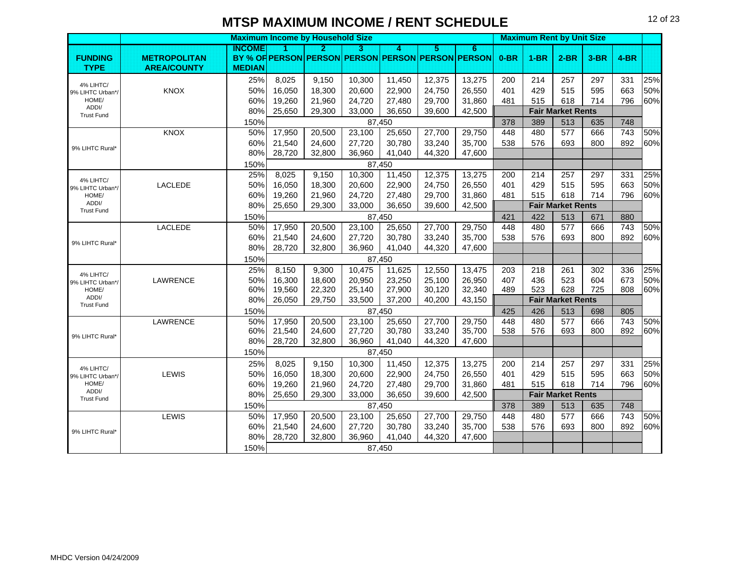# MTSP MAXIMUM INCOME / RENT SCHEDULE

| FUNDING TYPE | METROPOLITAN AREA/COUNTY | INCOME BY % OF MEDIAN | Maximum Income by Household Size: 1 PERSON | 2 PERSON | 3 PERSON | 4 PERSON | 5 PERSON | 6 PERSON | Maximum Rent by Unit Size: 0-BR | 1-BR | 2-BR | 3-BR | 4-BR | |
|---|---|---|---|---|---|---|---|---|---|---|---|---|---|---|
| 4% LIHTC/ 9% LIHTC Urban*/ HOME/ ADDI/ Trust Fund | KNOX | 25% | 8,025 | 9,150 | 10,300 | 11,450 | 12,375 | 13,275 | 200 | 214 | 257 | 297 | 331 | 25% |
| | | 50% | 16,050 | 18,300 | 20,600 | 22,900 | 24,750 | 26,550 | 401 | 429 | 515 | 595 | 663 | 50% |
| | | 60% | 19,260 | 21,960 | 24,720 | 27,480 | 29,700 | 31,860 | 481 | 515 | 618 | 714 | 796 | 60% |
| | | 80% | 25,650 | 29,300 | 33,000 | 36,650 | 39,600 | 42,500 | | Fair Market Rents | | | | |
| | | 150% | | | 87,450 | | | | 378 | 389 | 513 | 635 | 748 | |
| 9% LIHTC Rural* | KNOX | 50% | 17,950 | 20,500 | 23,100 | 25,650 | 27,700 | 29,750 | 448 | 480 | 577 | 666 | 743 | 50% |
| | | 60% | 21,540 | 24,600 | 27,720 | 30,780 | 33,240 | 35,700 | 538 | 576 | 693 | 800 | 892 | 60% |
| | | 80% | 28,720 | 32,800 | 36,960 | 41,040 | 44,320 | 47,600 | | | | | | |
| | | 150% | | | 87,450 | | | | | | | | | |
| 4% LIHTC/ 9% LIHTC Urban*/ HOME/ ADDI/ Trust Fund | LACLEDE | 25% | 8,025 | 9,150 | 10,300 | 11,450 | 12,375 | 13,275 | 200 | 214 | 257 | 297 | 331 | 25% |
| | | 50% | 16,050 | 18,300 | 20,600 | 22,900 | 24,750 | 26,550 | 401 | 429 | 515 | 595 | 663 | 50% |
| | | 60% | 19,260 | 21,960 | 24,720 | 27,480 | 29,700 | 31,860 | 481 | 515 | 618 | 714 | 796 | 60% |
| | | 80% | 25,650 | 29,300 | 33,000 | 36,650 | 39,600 | 42,500 | | Fair Market Rents | | | | |
| | | 150% | | | 87,450 | | | | 421 | 422 | 513 | 671 | 880 | |
| 9% LIHTC Rural* | LACLEDE | 50% | 17,950 | 20,500 | 23,100 | 25,650 | 27,700 | 29,750 | 448 | 480 | 577 | 666 | 743 | 50% |
| | | 60% | 21,540 | 24,600 | 27,720 | 30,780 | 33,240 | 35,700 | 538 | 576 | 693 | 800 | 892 | 60% |
| | | 80% | 28,720 | 32,800 | 36,960 | 41,040 | 44,320 | 47,600 | | | | | | |
| | | 150% | | | 87,450 | | | | | | | | | |
| 4% LIHTC/ 9% LIHTC Urban*/ HOME/ ADDI/ Trust Fund | LAWRENCE | 25% | 8,150 | 9,300 | 10,475 | 11,625 | 12,550 | 13,475 | 203 | 218 | 261 | 302 | 336 | 25% |
| | | 50% | 16,300 | 18,600 | 20,950 | 23,250 | 25,100 | 26,950 | 407 | 436 | 523 | 604 | 673 | 50% |
| | | 60% | 19,560 | 22,320 | 25,140 | 27,900 | 30,120 | 32,340 | 489 | 523 | 628 | 725 | 808 | 60% |
| | | 80% | 26,050 | 29,750 | 33,500 | 37,200 | 40,200 | 43,150 | | Fair Market Rents | | | | |
| | | 150% | | | 87,450 | | | | 425 | 426 | 513 | 698 | 805 | |
| 9% LIHTC Rural* | LAWRENCE | 50% | 17,950 | 20,500 | 23,100 | 25,650 | 27,700 | 29,750 | 448 | 480 | 577 | 666 | 743 | 50% |
| | | 60% | 21,540 | 24,600 | 27,720 | 30,780 | 33,240 | 35,700 | 538 | 576 | 693 | 800 | 892 | 60% |
| | | 80% | 28,720 | 32,800 | 36,960 | 41,040 | 44,320 | 47,600 | | | | | | |
| | | 150% | | | 87,450 | | | | | | | | | |
| 4% LIHTC/ 9% LIHTC Urban*/ HOME/ ADDI/ Trust Fund | LEWIS | 25% | 8,025 | 9,150 | 10,300 | 11,450 | 12,375 | 13,275 | 200 | 214 | 257 | 297 | 331 | 25% |
| | | 50% | 16,050 | 18,300 | 20,600 | 22,900 | 24,750 | 26,550 | 401 | 429 | 515 | 595 | 663 | 50% |
| | | 60% | 19,260 | 21,960 | 24,720 | 27,480 | 29,700 | 31,860 | 481 | 515 | 618 | 714 | 796 | 60% |
| | | 80% | 25,650 | 29,300 | 33,000 | 36,650 | 39,600 | 42,500 | | Fair Market Rents | | | | |
| | | 150% | | | 87,450 | | | | 378 | 389 | 513 | 635 | 748 | |
| 9% LIHTC Rural* | LEWIS | 50% | 17,950 | 20,500 | 23,100 | 25,650 | 27,700 | 29,750 | 448 | 480 | 577 | 666 | 743 | 50% |
| | | 60% | 21,540 | 24,600 | 27,720 | 30,780 | 33,240 | 35,700 | 538 | 576 | 693 | 800 | 892 | 60% |
| | | 80% | 28,720 | 32,800 | 36,960 | 41,040 | 44,320 | 47,600 | | | | | | |
| | | 150% | | | 87,450 | | | | | | | | | |

MHDC Version 04/24/2009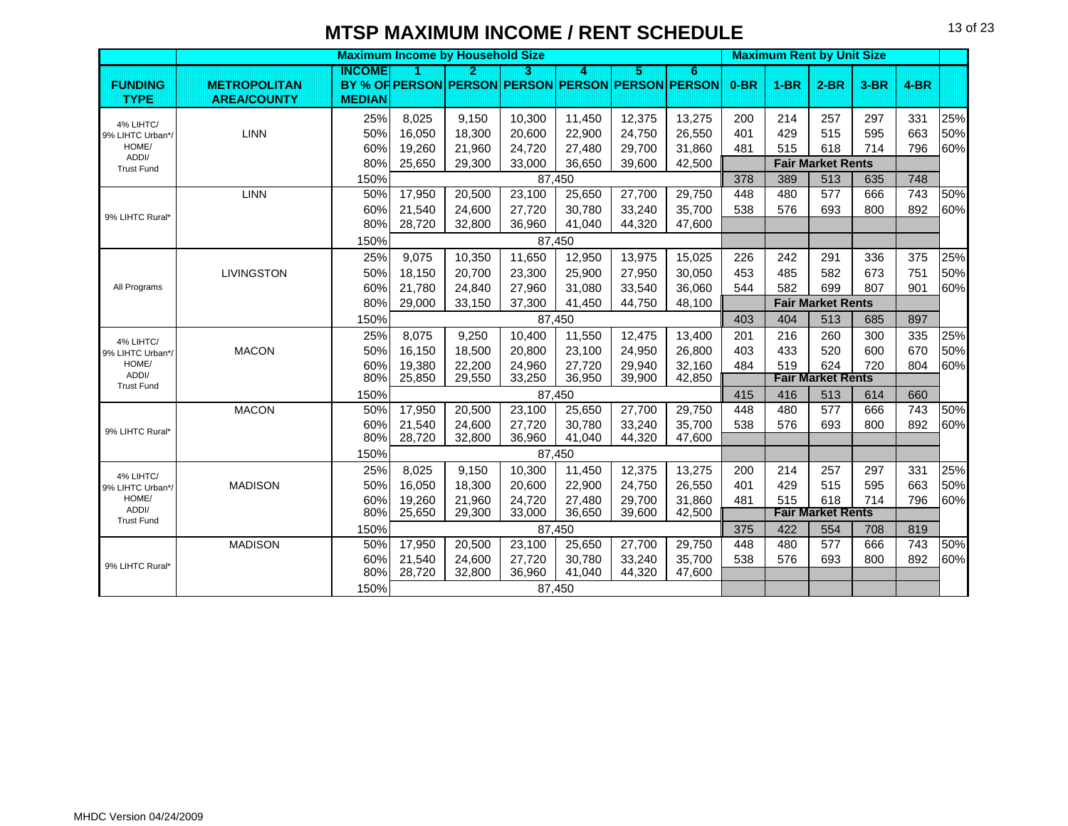# MTSP MAXIMUM INCOME / RENT SCHEDULE

| FUNDING TYPE | METROPOLITAN AREA/COUNTY | INCOME BY % OF MEDIAN | Maximum Income by Household Size 1 PERSON | 2 PERSON | 3 PERSON | 4 PERSON | 5 PERSON | 6 PERSON | Maximum Rent by Unit Size 0-BR | 1-BR | 2-BR | 3-BR | 4-BR | |
|---|---|---|---|---|---|---|---|---|---|---|---|---|---|---|
| 4% LIHTC/ 9% LIHTC Urban*/ HOME/ ADDI/ Trust Fund | LINN | 25% | 8,025 | 9,150 | 10,300 | 11,450 | 12,375 | 13,275 | 200 | 214 | 257 | 297 | 331 | 25% |
| | | 50% | 16,050 | 18,300 | 20,600 | 22,900 | 24,750 | 26,550 | 401 | 429 | 515 | 595 | 663 | 50% |
| | | 60% | 19,260 | 21,960 | 24,720 | 27,480 | 29,700 | 31,860 | 481 | 515 | 618 | 714 | 796 | 60% |
| | | 80% | 25,650 | 29,300 | 33,000 | 36,650 | 39,600 | 42,500 | | Fair Market Rents | | | | |
| | | 150% | | | 87,450 | | | | 378 | 389 | 513 | 635 | 748 | |
| 9% LIHTC Rural* | LINN | 50% | 17,950 | 20,500 | 23,100 | 25,650 | 27,700 | 29,750 | 448 | 480 | 577 | 666 | 743 | 50% |
| | | 60% | 21,540 | 24,600 | 27,720 | 30,780 | 33,240 | 35,700 | 538 | 576 | 693 | 800 | 892 | 60% |
| | | 80% | 28,720 | 32,800 | 36,960 | 41,040 | 44,320 | 47,600 | | | | | | |
| | | 150% | | | 87,450 | | | | | | | | | |
| All Programs | LIVINGSTON | 25% | 9,075 | 10,350 | 11,650 | 12,950 | 13,975 | 15,025 | 226 | 242 | 291 | 336 | 375 | 25% |
| | | 50% | 18,150 | 20,700 | 23,300 | 25,900 | 27,950 | 30,050 | 453 | 485 | 582 | 673 | 751 | 50% |
| | | 60% | 21,780 | 24,840 | 27,960 | 31,080 | 33,540 | 36,060 | 544 | 582 | 699 | 807 | 901 | 60% |
| | | 80% | 29,000 | 33,150 | 37,300 | 41,450 | 44,750 | 48,100 | | Fair Market Rents | | | | |
| | | 150% | | | 87,450 | | | | 403 | 404 | 513 | 685 | 897 | |
| 4% LIHTC/ 9% LIHTC Urban*/ HOME/ ADDI/ Trust Fund | MACON | 25% | 8,075 | 9,250 | 10,400 | 11,550 | 12,475 | 13,400 | 201 | 216 | 260 | 300 | 335 | 25% |
| | | 50% | 16,150 | 18,500 | 20,800 | 23,100 | 24,950 | 26,800 | 403 | 433 | 520 | 600 | 670 | 50% |
| | | 60% | 19,380 | 22,200 | 24,960 | 27,720 | 29,940 | 32,160 | 484 | 519 | 624 | 720 | 804 | 60% |
| | | 80% | 25,850 | 29,550 | 33,250 | 36,950 | 39,900 | 42,850 | | Fair Market Rents | | | | |
| | | 150% | | | 87,450 | | | | 415 | 416 | 513 | 614 | 660 | |
| 9% LIHTC Rural* | MACON | 50% | 17,950 | 20,500 | 23,100 | 25,650 | 27,700 | 29,750 | 448 | 480 | 577 | 666 | 743 | 50% |
| | | 60% | 21,540 | 24,600 | 27,720 | 30,780 | 33,240 | 35,700 | 538 | 576 | 693 | 800 | 892 | 60% |
| | | 80% | 28,720 | 32,800 | 36,960 | 41,040 | 44,320 | 47,600 | | | | | | |
| | | 150% | | | 87,450 | | | | | | | | | |
| 4% LIHTC/ 9% LIHTC Urban*/ HOME/ ADDI/ Trust Fund | MADISON | 25% | 8,025 | 9,150 | 10,300 | 11,450 | 12,375 | 13,275 | 200 | 214 | 257 | 297 | 331 | 25% |
| | | 50% | 16,050 | 18,300 | 20,600 | 22,900 | 24,750 | 26,550 | 401 | 429 | 515 | 595 | 663 | 50% |
| | | 60% | 19,260 | 21,960 | 24,720 | 27,480 | 29,700 | 31,860 | 481 | 515 | 618 | 714 | 796 | 60% |
| | | 80% | 25,650 | 29,300 | 33,000 | 36,650 | 39,600 | 42,500 | | Fair Market Rents | | | | |
| | | 150% | | | 87,450 | | | | 375 | 422 | 554 | 708 | 819 | |
| 9% LIHTC Rural* | MADISON | 50% | 17,950 | 20,500 | 23,100 | 25,650 | 27,700 | 29,750 | 448 | 480 | 577 | 666 | 743 | 50% |
| | | 60% | 21,540 | 24,600 | 27,720 | 30,780 | 33,240 | 35,700 | 538 | 576 | 693 | 800 | 892 | 60% |
| | | 80% | 28,720 | 32,800 | 36,960 | 41,040 | 44,320 | 47,600 | | | | | | |
| | | 150% | | | 87,450 | | | | | | | | | |

MHDC Version 04/24/2009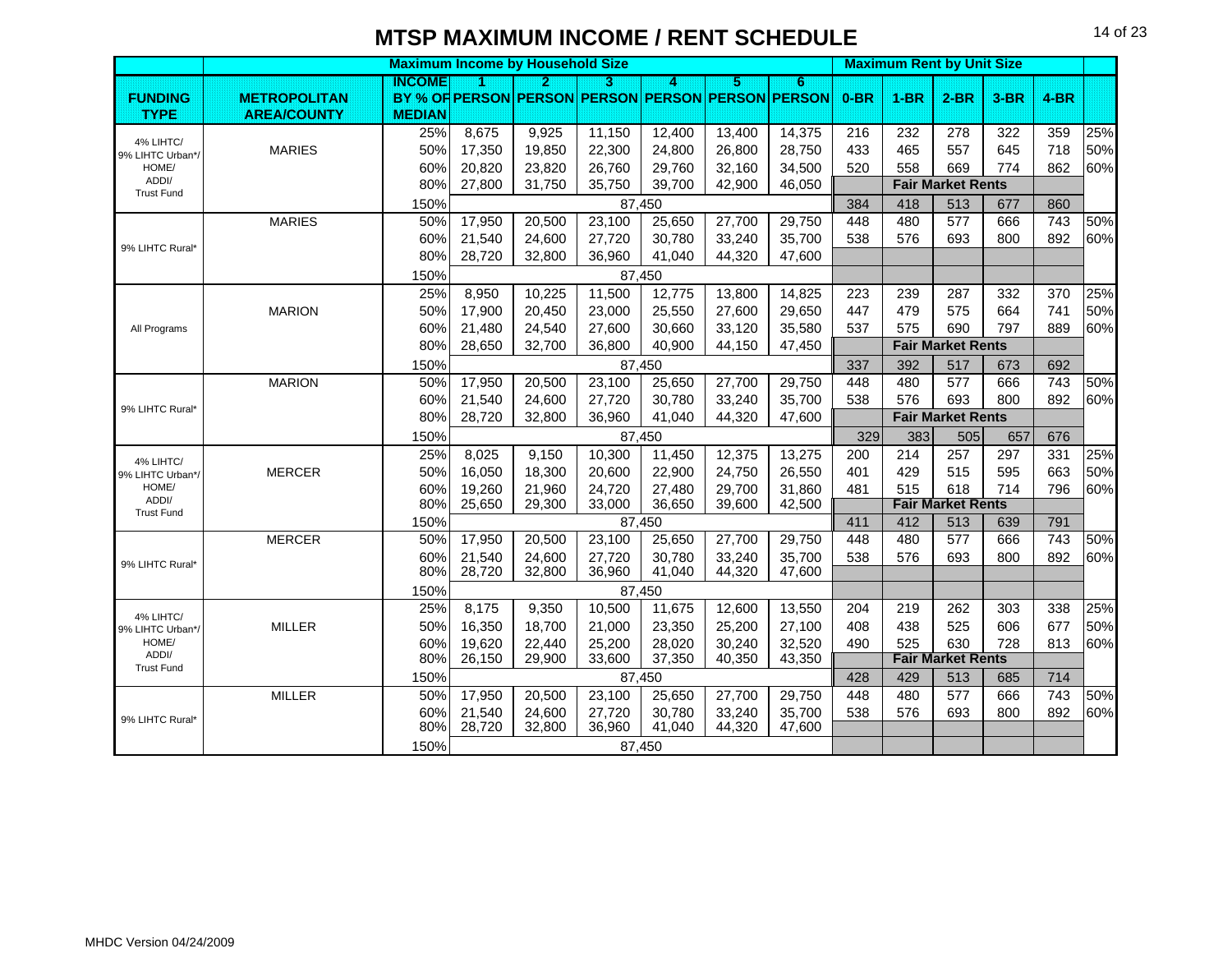# MTSP MAXIMUM INCOME / RENT SCHEDULE

| FUNDING TYPE | METROPOLITAN AREA/COUNTY | INCOME BY % OF MEDIAN | Maximum Income by Household Size: 1 PERSON | 2 PERSON | 3 PERSON | 4 PERSON | 5 PERSON | 6 PERSON | Maximum Rent by Unit Size: 0-BR | 1-BR | 2-BR | 3-BR | 4-BR | |
|---|---|---|---|---|---|---|---|---|---|---|---|---|---|---|
| 4% LIHTC/ 9% LIHTC Urban*/ HOME/ ADDI/ Trust Fund | MARIES | 25% | 8,675 | 9,925 | 11,150 | 12,400 | 13,400 | 14,375 | 216 | 232 | 278 | 322 | 359 | 25% |
| | | 50% | 17,350 | 19,850 | 22,300 | 24,800 | 26,800 | 28,750 | 433 | 465 | 557 | 645 | 718 | 50% |
| | | 60% | 20,820 | 23,820 | 26,760 | 29,760 | 32,160 | 34,500 | 520 | 558 | 669 | 774 | 862 | 60% |
| | | 80% | 27,800 | 31,750 | 35,750 | 39,700 | 42,900 | 46,050 | Fair Market Rents | | | | | |
| | | 150% | | | 87,450 | | | | 384 | 418 | 513 | 677 | 860 | |
| 9% LIHTC Rural* | MARIES | 50% | 17,950 | 20,500 | 23,100 | 25,650 | 27,700 | 29,750 | 448 | 480 | 577 | 666 | 743 | 50% |
| | | 60% | 21,540 | 24,600 | 27,720 | 30,780 | 33,240 | 35,700 | 538 | 576 | 693 | 800 | 892 | 60% |
| | | 80% | 28,720 | 32,800 | 36,960 | 41,040 | 44,320 | 47,600 | | | | | | |
| | | 150% | | | 87,450 | | | | | | | | | |
| All Programs | MARION | 25% | 8,950 | 10,225 | 11,500 | 12,775 | 13,800 | 14,825 | 223 | 239 | 287 | 332 | 370 | 25% |
| | | 50% | 17,900 | 20,450 | 23,000 | 25,550 | 27,600 | 29,650 | 447 | 479 | 575 | 664 | 741 | 50% |
| | | 60% | 21,480 | 24,540 | 27,600 | 30,660 | 33,120 | 35,580 | 537 | 575 | 690 | 797 | 889 | 60% |
| | | 80% | 28,650 | 32,700 | 36,800 | 40,900 | 44,150 | 47,450 | Fair Market Rents | | | | | |
| | | 150% | | | 87,450 | | | | 337 | 392 | 517 | 673 | 692 | |
| 9% LIHTC Rural* | MARION | 50% | 17,950 | 20,500 | 23,100 | 25,650 | 27,700 | 29,750 | 448 | 480 | 577 | 666 | 743 | 50% |
| | | 60% | 21,540 | 24,600 | 27,720 | 30,780 | 33,240 | 35,700 | 538 | 576 | 693 | 800 | 892 | 60% |
| | | 80% | 28,720 | 32,800 | 36,960 | 41,040 | 44,320 | 47,600 | Fair Market Rents | | | | | |
| | | 150% | | | 87,450 | | | | 329 | 383 | 505 | 657 | 676 | |
| 4% LIHTC/ 9% LIHTC Urban*/ HOME/ ADDI/ Trust Fund | MERCER | 25% | 8,025 | 9,150 | 10,300 | 11,450 | 12,375 | 13,275 | 200 | 214 | 257 | 297 | 331 | 25% |
| | | 50% | 16,050 | 18,300 | 20,600 | 22,900 | 24,750 | 26,550 | 401 | 429 | 515 | 595 | 663 | 50% |
| | | 60% | 19,260 | 21,960 | 24,720 | 27,480 | 29,700 | 31,860 | 481 | 515 | 618 | 714 | 796 | 60% |
| | | 80% | 25,650 | 29,300 | 33,000 | 36,650 | 39,600 | 42,500 | Fair Market Rents | | | | | |
| | | 150% | | | 87,450 | | | | 411 | 412 | 513 | 639 | 791 | |
| 9% LIHTC Rural* | MERCER | 50% | 17,950 | 20,500 | 23,100 | 25,650 | 27,700 | 29,750 | 448 | 480 | 577 | 666 | 743 | 50% |
| | | 60% | 21,540 | 24,600 | 27,720 | 30,780 | 33,240 | 35,700 | 538 | 576 | 693 | 800 | 892 | 60% |
| | | 80% | 28,720 | 32,800 | 36,960 | 41,040 | 44,320 | 47,600 | | | | | | |
| | | 150% | | | 87,450 | | | | | | | | | |
| 4% LIHTC/ 9% LIHTC Urban*/ HOME/ ADDI/ Trust Fund | MILLER | 25% | 8,175 | 9,350 | 10,500 | 11,675 | 12,600 | 13,550 | 204 | 219 | 262 | 303 | 338 | 25% |
| | | 50% | 16,350 | 18,700 | 21,000 | 23,350 | 25,200 | 27,100 | 408 | 438 | 525 | 606 | 677 | 50% |
| | | 60% | 19,620 | 22,440 | 25,200 | 28,020 | 30,240 | 32,520 | 490 | 525 | 630 | 728 | 813 | 60% |
| | | 80% | 26,150 | 29,900 | 33,600 | 37,350 | 40,350 | 43,350 | Fair Market Rents | | | | | |
| | | 150% | | | 87,450 | | | | 428 | 429 | 513 | 685 | 714 | |
| 9% LIHTC Rural* | MILLER | 50% | 17,950 | 20,500 | 23,100 | 25,650 | 27,700 | 29,750 | 448 | 480 | 577 | 666 | 743 | 50% |
| | | 60% | 21,540 | 24,600 | 27,720 | 30,780 | 33,240 | 35,700 | 538 | 576 | 693 | 800 | 892 | 60% |
| | | 80% | 28,720 | 32,800 | 36,960 | 41,040 | 44,320 | 47,600 | | | | | | |
| | | 150% | | | 87,450 | | | | | | | | | |

MHDC Version 04/24/2009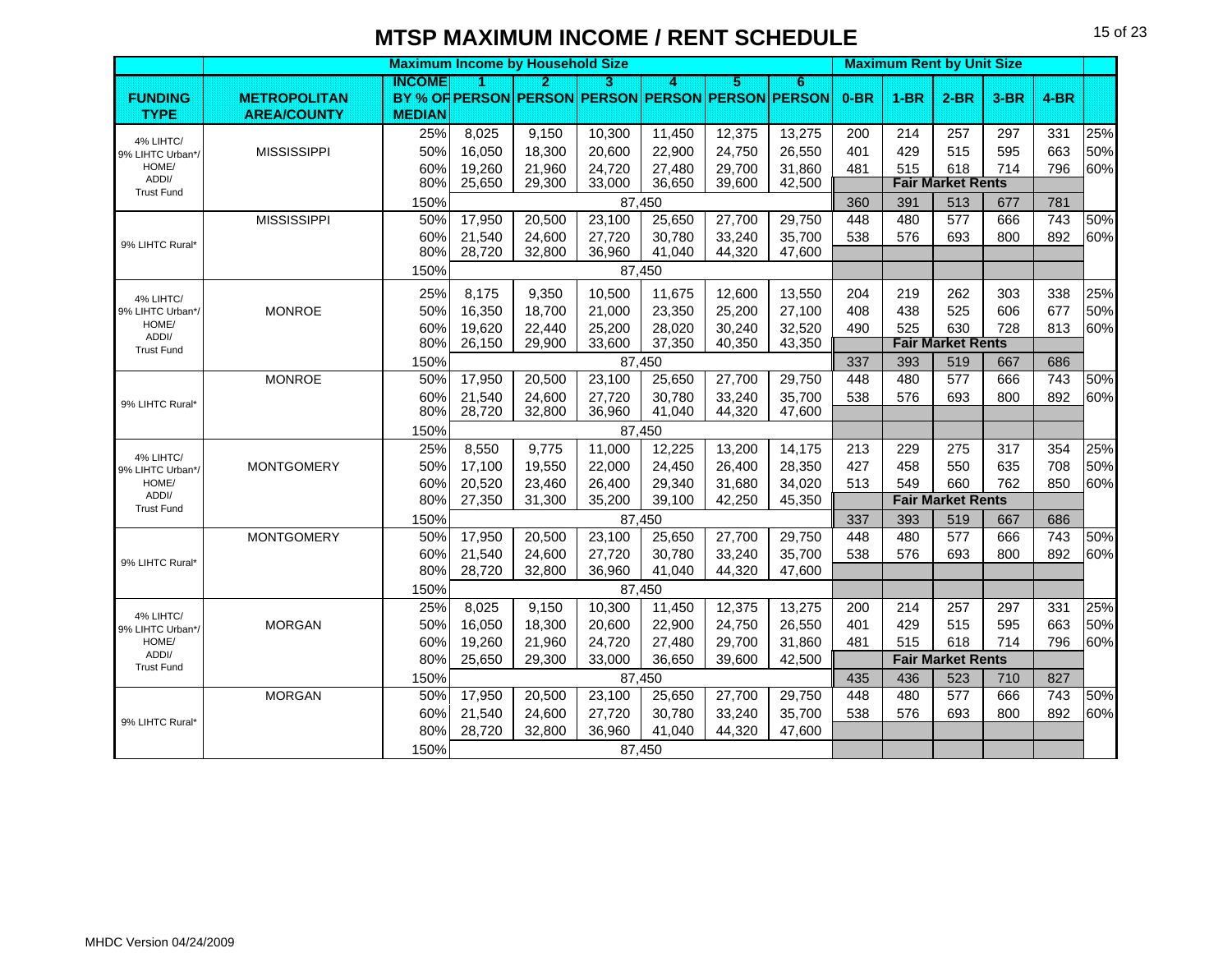# MTSP MAXIMUM INCOME / RENT SCHEDULE

| FUNDING TYPE | METROPOLITAN AREA/COUNTY | INCOME BY % OF MEDIAN | 1 PERSON | 2 PERSON | 3 PERSON | 4 PERSON | 5 PERSON | 6 PERSON | 0-BR | 1-BR | 2-BR | 3-BR | 4-BR | |
|---|---|---|---|---|---|---|---|---|---|---|---|---|---|---|
| | | **Maximum Income by Household Size** | | | | | | | **Maximum Rent by Unit Size** | | | | | |
| 4% LIHTC/ 9% LIHTC Urban*/ HOME/ ADDI/ Trust Fund | MISSISSIPPI | 25% | 8,025 | 9,150 | 10,300 | 11,450 | 12,375 | 13,275 | 200 | 214 | 257 | 297 | 331 | 25% |
| | | 50% | 16,050 | 18,300 | 20,600 | 22,900 | 24,750 | 26,550 | 401 | 429 | 515 | 595 | 663 | 50% |
| | | 60% | 19,260 | 21,960 | 24,720 | 27,480 | 29,700 | 31,860 | 481 | 515 | 618 | 714 | 796 | 60% |
| | | 80% | 25,650 | 29,300 | 33,000 | 36,650 | 39,600 | 42,500 | | **Fair Market Rents** | | | | |
| | | 150% | | | 87,450 | | | | 360 | 391 | 513 | 677 | 781 | |
| 9% LIHTC Rural* | MISSISSIPPI | 50% | 17,950 | 20,500 | 23,100 | 25,650 | 27,700 | 29,750 | 448 | 480 | 577 | 666 | 743 | 50% |
| | | 60% | 21,540 | 24,600 | 27,720 | 30,780 | 33,240 | 35,700 | 538 | 576 | 693 | 800 | 892 | 60% |
| | | 80% | 28,720 | 32,800 | 36,960 | 41,040 | 44,320 | 47,600 | | | | | | |
| | | 150% | | | 87,450 | | | | | | | | | |
| 4% LIHTC/ 9% LIHTC Urban*/ HOME/ ADDI/ Trust Fund | MONROE | 25% | 8,175 | 9,350 | 10,500 | 11,675 | 12,600 | 13,550 | 204 | 219 | 262 | 303 | 338 | 25% |
| | | 50% | 16,350 | 18,700 | 21,000 | 23,350 | 25,200 | 27,100 | 408 | 438 | 525 | 606 | 677 | 50% |
| | | 60% | 19,620 | 22,440 | 25,200 | 28,020 | 30,240 | 32,520 | 490 | 525 | 630 | 728 | 813 | 60% |
| | | 80% | 26,150 | 29,900 | 33,600 | 37,350 | 40,350 | 43,350 | | **Fair Market Rents** | | | | |
| | | 150% | | | 87,450 | | | | 337 | 393 | 519 | 667 | 686 | |
| 9% LIHTC Rural* | MONROE | 50% | 17,950 | 20,500 | 23,100 | 25,650 | 27,700 | 29,750 | 448 | 480 | 577 | 666 | 743 | 50% |
| | | 60% | 21,540 | 24,600 | 27,720 | 30,780 | 33,240 | 35,700 | 538 | 576 | 693 | 800 | 892 | 60% |
| | | 80% | 28,720 | 32,800 | 36,960 | 41,040 | 44,320 | 47,600 | | | | | | |
| | | 150% | | | 87,450 | | | | | | | | | |
| 4% LIHTC/ 9% LIHTC Urban*/ HOME/ ADDI/ Trust Fund | MONTGOMERY | 25% | 8,550 | 9,775 | 11,000 | 12,225 | 13,200 | 14,175 | 213 | 229 | 275 | 317 | 354 | 25% |
| | | 50% | 17,100 | 19,550 | 22,000 | 24,450 | 26,400 | 28,350 | 427 | 458 | 550 | 635 | 708 | 50% |
| | | 60% | 20,520 | 23,460 | 26,400 | 29,340 | 31,680 | 34,020 | 513 | 549 | 660 | 762 | 850 | 60% |
| | | 80% | 27,350 | 31,300 | 35,200 | 39,100 | 42,250 | 45,350 | | **Fair Market Rents** | | | | |
| | | 150% | | | 87,450 | | | | 337 | 393 | 519 | 667 | 686 | |
| 9% LIHTC Rural* | MONTGOMERY | 50% | 17,950 | 20,500 | 23,100 | 25,650 | 27,700 | 29,750 | 448 | 480 | 577 | 666 | 743 | 50% |
| | | 60% | 21,540 | 24,600 | 27,720 | 30,780 | 33,240 | 35,700 | 538 | 576 | 693 | 800 | 892 | 60% |
| | | 80% | 28,720 | 32,800 | 36,960 | 41,040 | 44,320 | 47,600 | | | | | | |
| | | 150% | | | 87,450 | | | | | | | | | |
| 4% LIHTC/ 9% LIHTC Urban*/ HOME/ ADDI/ Trust Fund | MORGAN | 25% | 8,025 | 9,150 | 10,300 | 11,450 | 12,375 | 13,275 | 200 | 214 | 257 | 297 | 331 | 25% |
| | | 50% | 16,050 | 18,300 | 20,600 | 22,900 | 24,750 | 26,550 | 401 | 429 | 515 | 595 | 663 | 50% |
| | | 60% | 19,260 | 21,960 | 24,720 | 27,480 | 29,700 | 31,860 | 481 | 515 | 618 | 714 | 796 | 60% |
| | | 80% | 25,650 | 29,300 | 33,000 | 36,650 | 39,600 | 42,500 | | **Fair Market Rents** | | | | |
| | | 150% | | | 87,450 | | | | 435 | 436 | 523 | 710 | 827 | |
| 9% LIHTC Rural* | MORGAN | 50% | 17,950 | 20,500 | 23,100 | 25,650 | 27,700 | 29,750 | 448 | 480 | 577 | 666 | 743 | 50% |
| | | 60% | 21,540 | 24,600 | 27,720 | 30,780 | 33,240 | 35,700 | 538 | 576 | 693 | 800 | 892 | 60% |
| | | 80% | 28,720 | 32,800 | 36,960 | 41,040 | 44,320 | 47,600 | | | | | | |
| | | 150% | | | 87,450 | | | | | | | | | |

MHDC Version 04/24/2009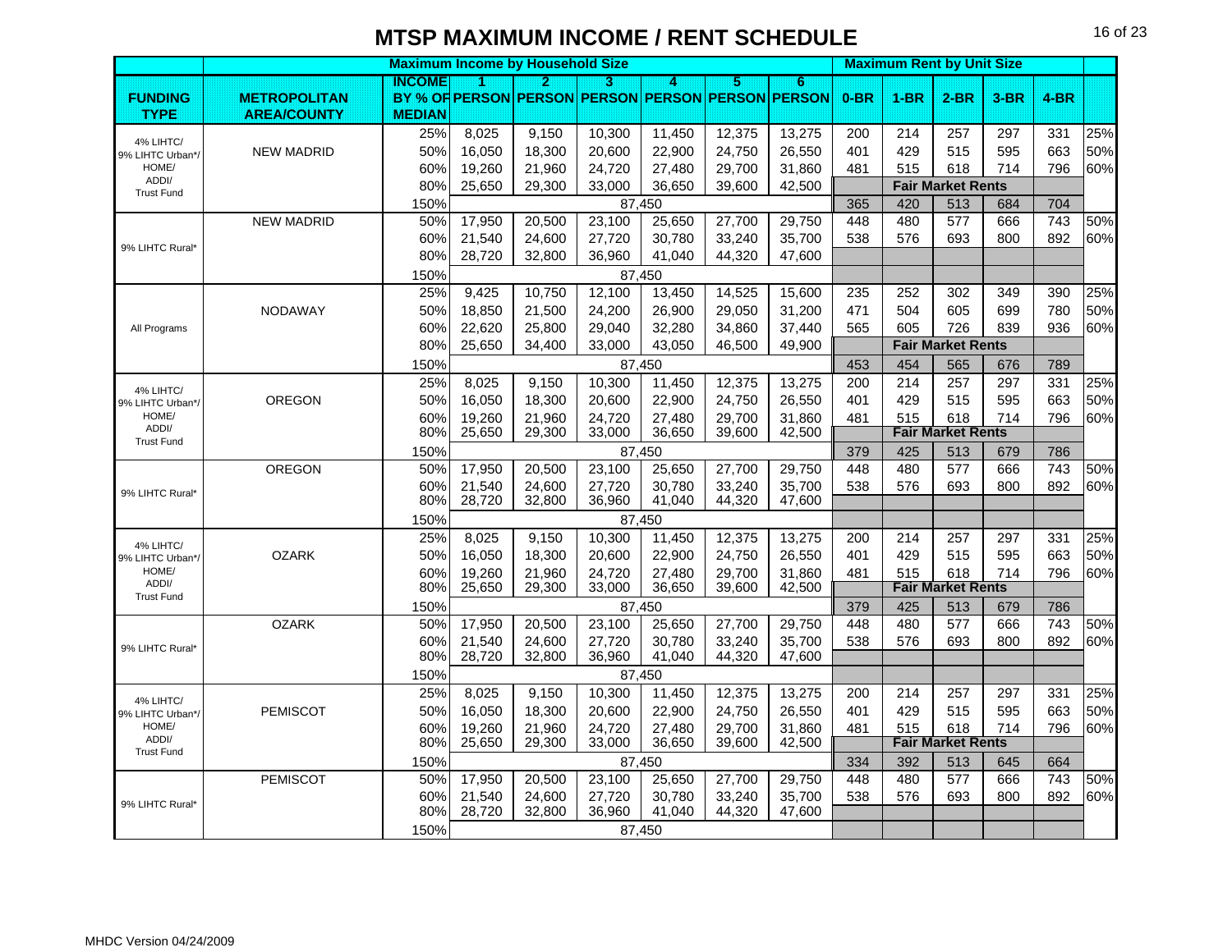# MTSP MAXIMUM INCOME / RENT SCHEDULE

| FUNDING TYPE | METROPOLITAN AREA/COUNTY | INCOME BY % OF MEDIAN | Maximum Income by Household Size 1 PERSON | 2 PERSON | 3 PERSON | 4 PERSON | 5 PERSON | 6 PERSON | Maximum Rent by Unit Size 0-BR | 1-BR | 2-BR | 3-BR | 4-BR | |
|---|---|---|---|---|---|---|---|---|---|---|---|---|---|---|
| 4% LIHTC/ 9% LIHTC Urban*/ HOME/ ADDI/ Trust Fund | NEW MADRID | 25% | 8,025 | 9,150 | 10,300 | 11,450 | 12,375 | 13,275 | 200 | 214 | 257 | 297 | 331 | 25% |
| | | 50% | 16,050 | 18,300 | 20,600 | 22,900 | 24,750 | 26,550 | 401 | 429 | 515 | 595 | 663 | 50% |
| | | 60% | 19,260 | 21,960 | 24,720 | 27,480 | 29,700 | 31,860 | 481 | 515 | 618 | 714 | 796 | 60% |
| | | 80% | 25,650 | 29,300 | 33,000 | 36,650 | 39,600 | 42,500 | Fair Market Rents | | | | | |
| | | 150% | 87,450 | | | | | | 365 | 420 | 513 | 684 | 704 | |
| 9% LIHTC Rural* | NEW MADRID | 50% | 17,950 | 20,500 | 23,100 | 25,650 | 27,700 | 29,750 | 448 | 480 | 577 | 666 | 743 | 50% |
| | | 60% | 21,540 | 24,600 | 27,720 | 30,780 | 33,240 | 35,700 | 538 | 576 | 693 | 800 | 892 | 60% |
| | | 80% | 28,720 | 32,800 | 36,960 | 41,040 | 44,320 | 47,600 | | | | | | |
| | | 150% | 87,450 | | | | | | | | | | | |
| All Programs | NODAWAY | 25% | 9,425 | 10,750 | 12,100 | 13,450 | 14,525 | 15,600 | 235 | 252 | 302 | 349 | 390 | 25% |
| | | 50% | 18,850 | 21,500 | 24,200 | 26,900 | 29,050 | 31,200 | 471 | 504 | 605 | 699 | 780 | 50% |
| | | 60% | 22,620 | 25,800 | 29,040 | 32,280 | 34,860 | 37,440 | 565 | 605 | 726 | 839 | 936 | 60% |
| | | 80% | 25,650 | 34,400 | 33,000 | 43,050 | 46,500 | 49,900 | Fair Market Rents | | | | | |
| | | 150% | 87,450 | | | | | | 453 | 454 | 565 | 676 | 789 | |
| 4% LIHTC/ 9% LIHTC Urban*/ HOME/ ADDI/ Trust Fund | OREGON | 25% | 8,025 | 9,150 | 10,300 | 11,450 | 12,375 | 13,275 | 200 | 214 | 257 | 297 | 331 | 25% |
| | | 50% | 16,050 | 18,300 | 20,600 | 22,900 | 24,750 | 26,550 | 401 | 429 | 515 | 595 | 663 | 50% |
| | | 60% | 19,260 | 21,960 | 24,720 | 27,480 | 29,700 | 31,860 | 481 | 515 | 618 | 714 | 796 | 60% |
| | | 80% | 25,650 | 29,300 | 33,000 | 36,650 | 39,600 | 42,500 | Fair Market Rents | | | | | |
| | | 150% | 87,450 | | | | | | 379 | 425 | 513 | 679 | 786 | |
| 9% LIHTC Rural* | OREGON | 50% | 17,950 | 20,500 | 23,100 | 25,650 | 27,700 | 29,750 | 448 | 480 | 577 | 666 | 743 | 50% |
| | | 60% | 21,540 | 24,600 | 27,720 | 30,780 | 33,240 | 35,700 | 538 | 576 | 693 | 800 | 892 | 60% |
| | | 80% | 28,720 | 32,800 | 36,960 | 41,040 | 44,320 | 47,600 | | | | | | |
| | | 150% | 87,450 | | | | | | | | | | | |
| 4% LIHTC/ 9% LIHTC Urban*/ HOME/ ADDI/ Trust Fund | OZARK | 25% | 8,025 | 9,150 | 10,300 | 11,450 | 12,375 | 13,275 | 200 | 214 | 257 | 297 | 331 | 25% |
| | | 50% | 16,050 | 18,300 | 20,600 | 22,900 | 24,750 | 26,550 | 401 | 429 | 515 | 595 | 663 | 50% |
| | | 60% | 19,260 | 21,960 | 24,720 | 27,480 | 29,700 | 31,860 | 481 | 515 | 618 | 714 | 796 | 60% |
| | | 80% | 25,650 | 29,300 | 33,000 | 36,650 | 39,600 | 42,500 | Fair Market Rents | | | | | |
| | | 150% | 87,450 | | | | | | 379 | 425 | 513 | 679 | 786 | |
| 9% LIHTC Rural* | OZARK | 50% | 17,950 | 20,500 | 23,100 | 25,650 | 27,700 | 29,750 | 448 | 480 | 577 | 666 | 743 | 50% |
| | | 60% | 21,540 | 24,600 | 27,720 | 30,780 | 33,240 | 35,700 | 538 | 576 | 693 | 800 | 892 | 60% |
| | | 80% | 28,720 | 32,800 | 36,960 | 41,040 | 44,320 | 47,600 | | | | | | |
| | | 150% | 87,450 | | | | | | | | | | | |
| 4% LIHTC/ 9% LIHTC Urban*/ HOME/ ADDI/ Trust Fund | PEMISCOT | 25% | 8,025 | 9,150 | 10,300 | 11,450 | 12,375 | 13,275 | 200 | 214 | 257 | 297 | 331 | 25% |
| | | 50% | 16,050 | 18,300 | 20,600 | 22,900 | 24,750 | 26,550 | 401 | 429 | 515 | 595 | 663 | 50% |
| | | 60% | 19,260 | 21,960 | 24,720 | 27,480 | 29,700 | 31,860 | 481 | 515 | 618 | 714 | 796 | 60% |
| | | 80% | 25,650 | 29,300 | 33,000 | 36,650 | 39,600 | 42,500 | Fair Market Rents | | | | | |
| | | 150% | 87,450 | | | | | | 334 | 392 | 513 | 645 | 664 | |
| 9% LIHTC Rural* | PEMISCOT | 50% | 17,950 | 20,500 | 23,100 | 25,650 | 27,700 | 29,750 | 448 | 480 | 577 | 666 | 743 | 50% |
| | | 60% | 21,540 | 24,600 | 27,720 | 30,780 | 33,240 | 35,700 | 538 | 576 | 693 | 800 | 892 | 60% |
| | | 80% | 28,720 | 32,800 | 36,960 | 41,040 | 44,320 | 47,600 | | | | | | |
| | | 150% | 87,450 | | | | | | | | | | | |

MHDC Version 04/24/2009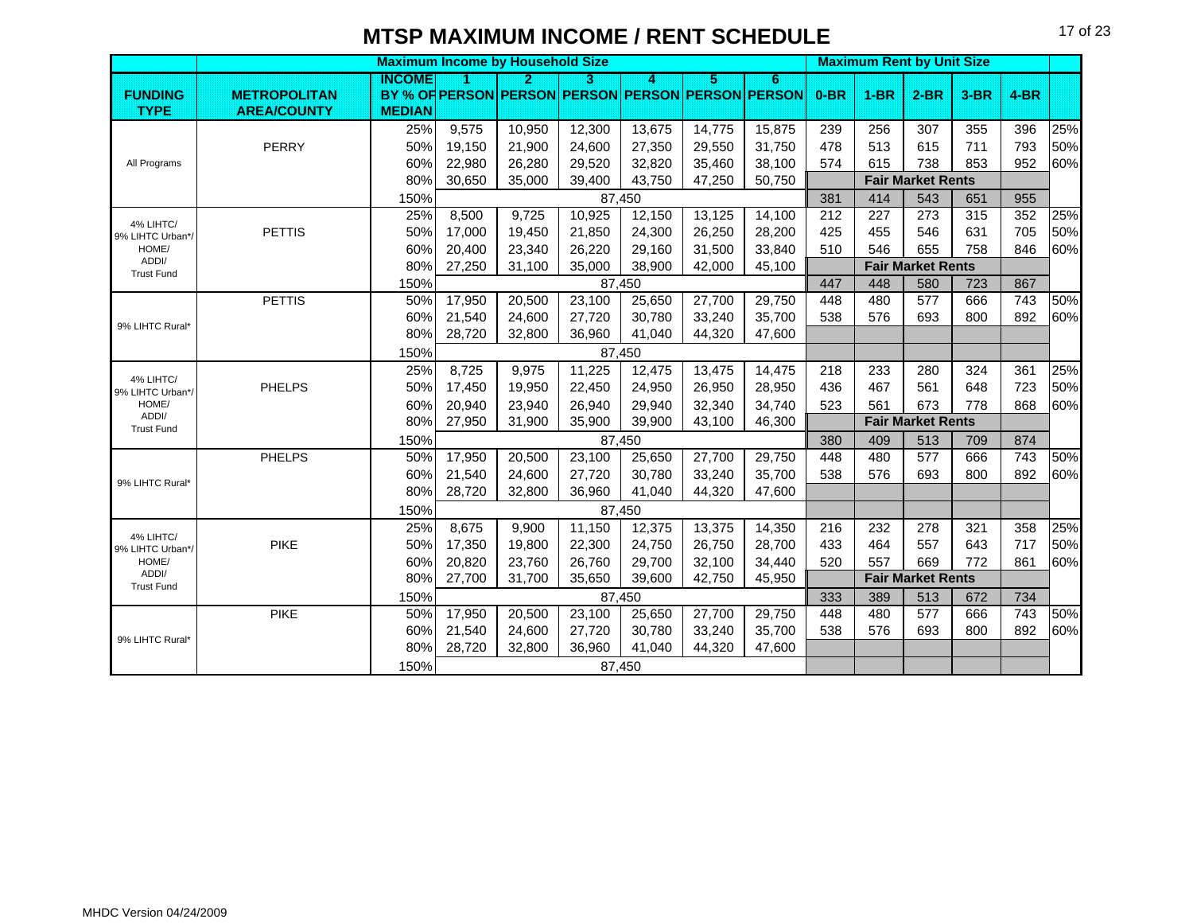# MTSP MAXIMUM INCOME / RENT SCHEDULE

| | | Maximum Income by Household Size | | | | | | | Maximum Rent by Unit Size | | | | | |
|---|---|---|---|---|---|---|---|---|---|---|---|---|---|---|
| FUNDING TYPE | METROPOLITAN AREA/COUNTY | INCOME BY % OF MEDIAN | 1 PERSON | 2 PERSON | 3 PERSON | 4 PERSON | 5 PERSON | 6 PERSON | 0-BR | 1-BR | 2-BR | 3-BR | 4-BR | |
| All Programs | PERRY | 25% | 9,575 | 10,950 | 12,300 | 13,675 | 14,775 | 15,875 | 239 | 256 | 307 | 355 | 396 | 25% |
| | | 50% | 19,150 | 21,900 | 24,600 | 27,350 | 29,550 | 31,750 | 478 | 513 | 615 | 711 | 793 | 50% |
| | | 60% | 22,980 | 26,280 | 29,520 | 32,820 | 35,460 | 38,100 | 574 | 615 | 738 | 853 | 952 | 60% |
| | | 80% | 30,650 | 35,000 | 39,400 | 43,750 | 47,250 | 50,750 | Fair Market Rents | | | | | |
| | | 150% | 87,450 | | | | | | 381 | 414 | 543 | 651 | 955 | |
| 4% LIHTC/ 9% LIHTC Urban*/ HOME/ ADDI/ Trust Fund | PETTIS | 25% | 8,500 | 9,725 | 10,925 | 12,150 | 13,125 | 14,100 | 212 | 227 | 273 | 315 | 352 | 25% |
| | | 50% | 17,000 | 19,450 | 21,850 | 24,300 | 26,250 | 28,200 | 425 | 455 | 546 | 631 | 705 | 50% |
| | | 60% | 20,400 | 23,340 | 26,220 | 29,160 | 31,500 | 33,840 | 510 | 546 | 655 | 758 | 846 | 60% |
| | | 80% | 27,250 | 31,100 | 35,000 | 38,900 | 42,000 | 45,100 | Fair Market Rents | | | | | |
| | | 150% | 87,450 | | | | | | 447 | 448 | 580 | 723 | 867 | |
| 9% LIHTC Rural* | PETTIS | 50% | 17,950 | 20,500 | 23,100 | 25,650 | 27,700 | 29,750 | 448 | 480 | 577 | 666 | 743 | 50% |
| | | 60% | 21,540 | 24,600 | 27,720 | 30,780 | 33,240 | 35,700 | 538 | 576 | 693 | 800 | 892 | 60% |
| | | 80% | 28,720 | 32,800 | 36,960 | 41,040 | 44,320 | 47,600 | | | | | | |
| | | 150% | 87,450 | | | | | | | | | | | |
| 4% LIHTC/ 9% LIHTC Urban*/ HOME/ ADDI/ Trust Fund | PHELPS | 25% | 8,725 | 9,975 | 11,225 | 12,475 | 13,475 | 14,475 | 218 | 233 | 280 | 324 | 361 | 25% |
| | | 50% | 17,450 | 19,950 | 22,450 | 24,950 | 26,950 | 28,950 | 436 | 467 | 561 | 648 | 723 | 50% |
| | | 60% | 20,940 | 23,940 | 26,940 | 29,940 | 32,340 | 34,740 | 523 | 561 | 673 | 778 | 868 | 60% |
| | | 80% | 27,950 | 31,900 | 35,900 | 39,900 | 43,100 | 46,300 | Fair Market Rents | | | | | |
| | | 150% | 87,450 | | | | | | 380 | 409 | 513 | 709 | 874 | |
| 9% LIHTC Rural* | PHELPS | 50% | 17,950 | 20,500 | 23,100 | 25,650 | 27,700 | 29,750 | 448 | 480 | 577 | 666 | 743 | 50% |
| | | 60% | 21,540 | 24,600 | 27,720 | 30,780 | 33,240 | 35,700 | 538 | 576 | 693 | 800 | 892 | 60% |
| | | 80% | 28,720 | 32,800 | 36,960 | 41,040 | 44,320 | 47,600 | | | | | | |
| | | 150% | 87,450 | | | | | | | | | | | |
| 4% LIHTC/ 9% LIHTC Urban*/ HOME/ ADDI/ Trust Fund | PIKE | 25% | 8,675 | 9,900 | 11,150 | 12,375 | 13,375 | 14,350 | 216 | 232 | 278 | 321 | 358 | 25% |
| | | 50% | 17,350 | 19,800 | 22,300 | 24,750 | 26,750 | 28,700 | 433 | 464 | 557 | 643 | 717 | 50% |
| | | 60% | 20,820 | 23,760 | 26,760 | 29,700 | 32,100 | 34,440 | 520 | 557 | 669 | 772 | 861 | 60% |
| | | 80% | 27,700 | 31,700 | 35,650 | 39,600 | 42,750 | 45,950 | Fair Market Rents | | | | | |
| | | 150% | 87,450 | | | | | | 333 | 389 | 513 | 672 | 734 | |
| 9% LIHTC Rural* | PIKE | 50% | 17,950 | 20,500 | 23,100 | 25,650 | 27,700 | 29,750 | 448 | 480 | 577 | 666 | 743 | 50% |
| | | 60% | 21,540 | 24,600 | 27,720 | 30,780 | 33,240 | 35,700 | 538 | 576 | 693 | 800 | 892 | 60% |
| | | 80% | 28,720 | 32,800 | 36,960 | 41,040 | 44,320 | 47,600 | | | | | | |
| | | 150% | 87,450 | | | | | | | | | | | |

MHDC Version 04/24/2009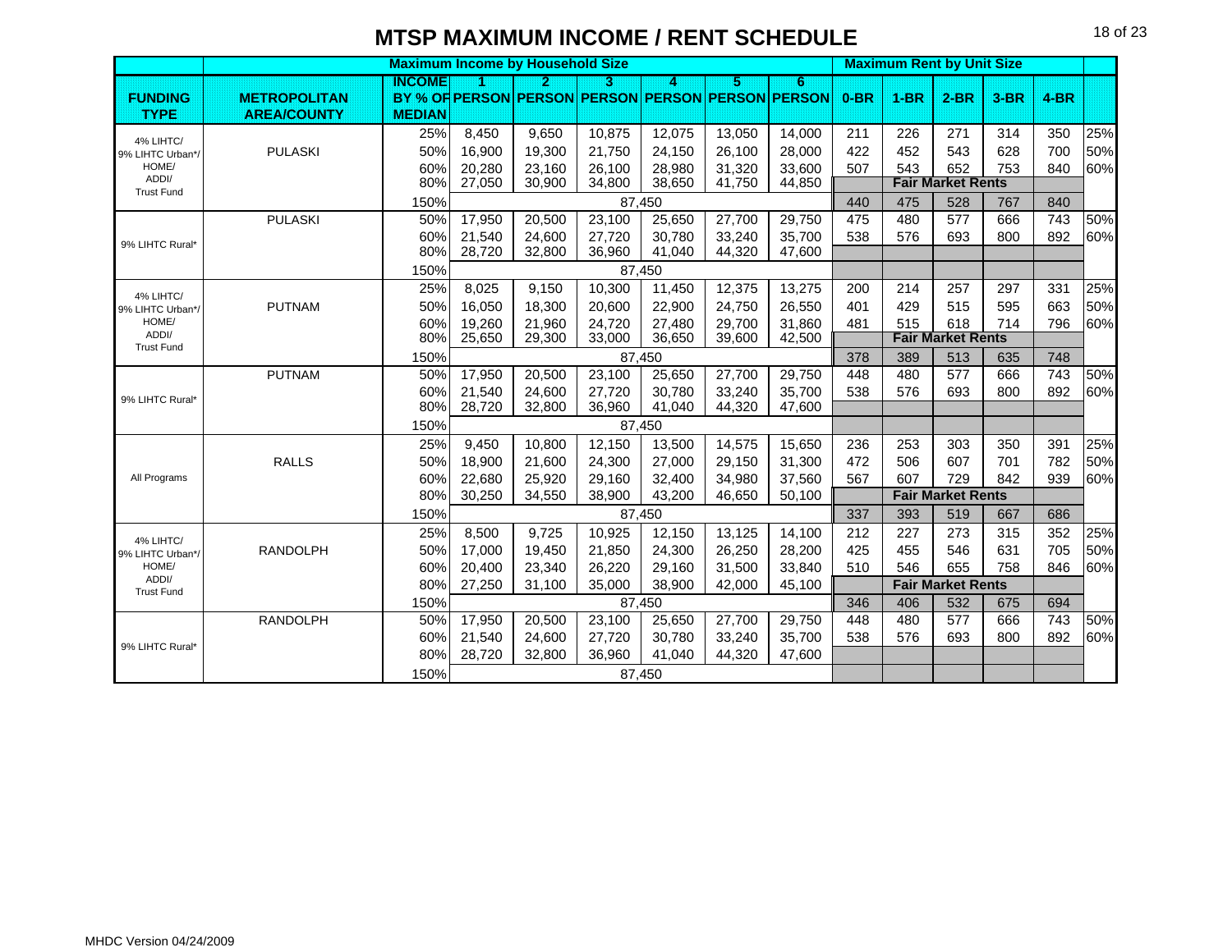# MTSP MAXIMUM INCOME / RENT SCHEDULE

| | | Maximum Income by Household Size | | | | | | | Maximum Rent by Unit Size | | | | | |
|---|---|---|---|---|---|---|---|---|---|---|---|---|---|---|
| FUNDING TYPE | METROPOLITAN AREA/COUNTY | INCOME BY % OF MEDIAN | 1 PERSON | 2 PERSON | 3 PERSON | 4 PERSON | 5 PERSON | 6 PERSON | 0-BR | 1-BR | 2-BR | 3-BR | 4-BR | |
| 4% LIHTC/ 9% LIHTC Urban*/ HOME/ ADDI/ Trust Fund | PULASKI | 25% | 8,450 | 9,650 | 10,875 | 12,075 | 13,050 | 14,000 | 211 | 226 | 271 | 314 | 350 | 25% |
| | | 50% | 16,900 | 19,300 | 21,750 | 24,150 | 26,100 | 28,000 | 422 | 452 | 543 | 628 | 700 | 50% |
| | | 60% | 20,280 | 23,160 | 26,100 | 28,980 | 31,320 | 33,600 | 507 | 543 | 652 | 753 | 840 | 60% |
| | | 80% | 27,050 | 30,900 | 34,800 | 38,650 | 41,750 | 44,850 | Fair Market Rents | | | | | |
| | | 150% | 87,450 | | | | | | 440 | 475 | 528 | 767 | 840 | |
| 9% LIHTC Rural* | PULASKI | 50% | 17,950 | 20,500 | 23,100 | 25,650 | 27,700 | 29,750 | 475 | 480 | 577 | 666 | 743 | 50% |
| | | 60% | 21,540 | 24,600 | 27,720 | 30,780 | 33,240 | 35,700 | 538 | 576 | 693 | 800 | 892 | 60% |
| | | 80% | 28,720 | 32,800 | 36,960 | 41,040 | 44,320 | 47,600 | | | | | | |
| | | 150% | 87,450 | | | | | | | | | | | |
| 4% LIHTC/ 9% LIHTC Urban*/ HOME/ ADDI/ Trust Fund | PUTNAM | 25% | 8,025 | 9,150 | 10,300 | 11,450 | 12,375 | 13,275 | 200 | 214 | 257 | 297 | 331 | 25% |
| | | 50% | 16,050 | 18,300 | 20,600 | 22,900 | 24,750 | 26,550 | 401 | 429 | 515 | 595 | 663 | 50% |
| | | 60% | 19,260 | 21,960 | 24,720 | 27,480 | 29,700 | 31,860 | 481 | 515 | 618 | 714 | 796 | 60% |
| | | 80% | 25,650 | 29,300 | 33,000 | 36,650 | 39,600 | 42,500 | Fair Market Rents | | | | | |
| | | 150% | 87,450 | | | | | | 378 | 389 | 513 | 635 | 748 | |
| 9% LIHTC Rural* | PUTNAM | 50% | 17,950 | 20,500 | 23,100 | 25,650 | 27,700 | 29,750 | 448 | 480 | 577 | 666 | 743 | 50% |
| | | 60% | 21,540 | 24,600 | 27,720 | 30,780 | 33,240 | 35,700 | 538 | 576 | 693 | 800 | 892 | 60% |
| | | 80% | 28,720 | 32,800 | 36,960 | 41,040 | 44,320 | 47,600 | | | | | | |
| | | 150% | 87,450 | | | | | | | | | | | |
| All Programs | RALLS | 25% | 9,450 | 10,800 | 12,150 | 13,500 | 14,575 | 15,650 | 236 | 253 | 303 | 350 | 391 | 25% |
| | | 50% | 18,900 | 21,600 | 24,300 | 27,000 | 29,150 | 31,300 | 472 | 506 | 607 | 701 | 782 | 50% |
| | | 60% | 22,680 | 25,920 | 29,160 | 32,400 | 34,980 | 37,560 | 567 | 607 | 729 | 842 | 939 | 60% |
| | | 80% | 30,250 | 34,550 | 38,900 | 43,200 | 46,650 | 50,100 | Fair Market Rents | | | | | |
| | | 150% | 87,450 | | | | | | 337 | 393 | 519 | 667 | 686 | |
| 4% LIHTC/ 9% LIHTC Urban*/ HOME/ ADDI/ Trust Fund | RANDOLPH | 25% | 8,500 | 9,725 | 10,925 | 12,150 | 13,125 | 14,100 | 212 | 227 | 273 | 315 | 352 | 25% |
| | | 50% | 17,000 | 19,450 | 21,850 | 24,300 | 26,250 | 28,200 | 425 | 455 | 546 | 631 | 705 | 50% |
| | | 60% | 20,400 | 23,340 | 26,220 | 29,160 | 31,500 | 33,840 | 510 | 546 | 655 | 758 | 846 | 60% |
| | | 80% | 27,250 | 31,100 | 35,000 | 38,900 | 42,000 | 45,100 | Fair Market Rents | | | | | |
| | | 150% | 87,450 | | | | | | 346 | 406 | 532 | 675 | 694 | |
| 9% LIHTC Rural* | RANDOLPH | 50% | 17,950 | 20,500 | 23,100 | 25,650 | 27,700 | 29,750 | 448 | 480 | 577 | 666 | 743 | 50% |
| | | 60% | 21,540 | 24,600 | 27,720 | 30,780 | 33,240 | 35,700 | 538 | 576 | 693 | 800 | 892 | 60% |
| | | 80% | 28,720 | 32,800 | 36,960 | 41,040 | 44,320 | 47,600 | | | | | | |
| | | 150% | 87,450 | | | | | | | | | | | |

MHDC Version 04/24/2009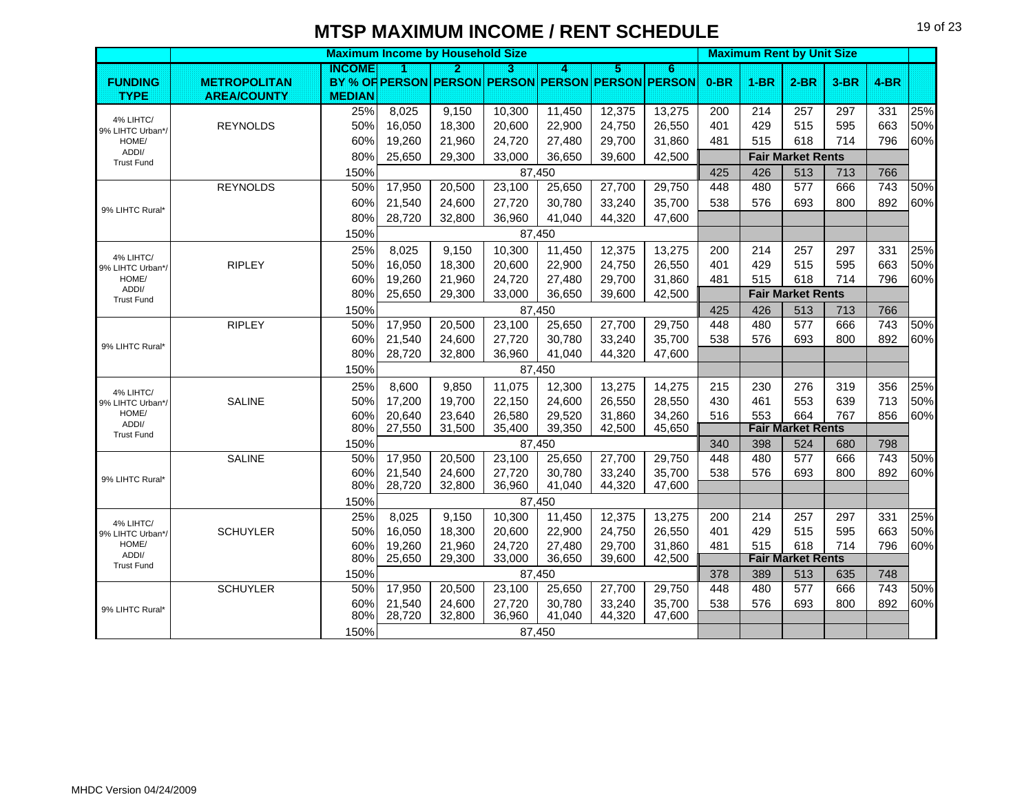# MTSP MAXIMUM INCOME / RENT SCHEDULE

| FUNDING TYPE | METROPOLITAN AREA/COUNTY | INCOME BY % OF MEDIAN | Maximum Income by Household Size 1 PERSON | 2 PERSON | 3 PERSON | 4 PERSON | 5 PERSON | 6 PERSON | Maximum Rent by Unit Size 0-BR | 1-BR | 2-BR | 3-BR | 4-BR | |
|---|---|---|---|---|---|---|---|---|---|---|---|---|---|---|
| 4% LIHTC/ 9% LIHTC Urban*/ HOME/ ADDI/ Trust Fund | REYNOLDS | 25% | 8,025 | 9,150 | 10,300 | 11,450 | 12,375 | 13,275 | 200 | 214 | 257 | 297 | 331 | 25% |
| | | 50% | 16,050 | 18,300 | 20,600 | 22,900 | 24,750 | 26,550 | 401 | 429 | 515 | 595 | 663 | 50% |
| | | 60% | 19,260 | 21,960 | 24,720 | 27,480 | 29,700 | 31,860 | 481 | 515 | 618 | 714 | 796 | 60% |
| | | 80% | 25,650 | 29,300 | 33,000 | 36,650 | 39,600 | 42,500 | Fair Market Rents | | | | | |
| | | 150% | 87,450 | | | | | | 425 | 426 | 513 | 713 | 766 | |
| 9% LIHTC Rural* | REYNOLDS | 50% | 17,950 | 20,500 | 23,100 | 25,650 | 27,700 | 29,750 | 448 | 480 | 577 | 666 | 743 | 50% |
| | | 60% | 21,540 | 24,600 | 27,720 | 30,780 | 33,240 | 35,700 | 538 | 576 | 693 | 800 | 892 | 60% |
| | | 80% | 28,720 | 32,800 | 36,960 | 41,040 | 44,320 | 47,600 | | | | | | |
| | | 150% | 87,450 | | | | | | | | | | | |
| 4% LIHTC/ 9% LIHTC Urban*/ HOME/ ADDI/ Trust Fund | RIPLEY | 25% | 8,025 | 9,150 | 10,300 | 11,450 | 12,375 | 13,275 | 200 | 214 | 257 | 297 | 331 | 25% |
| | | 50% | 16,050 | 18,300 | 20,600 | 22,900 | 24,750 | 26,550 | 401 | 429 | 515 | 595 | 663 | 50% |
| | | 60% | 19,260 | 21,960 | 24,720 | 27,480 | 29,700 | 31,860 | 481 | 515 | 618 | 714 | 796 | 60% |
| | | 80% | 25,650 | 29,300 | 33,000 | 36,650 | 39,600 | 42,500 | Fair Market Rents | | | | | |
| | | 150% | 87,450 | | | | | | 425 | 426 | 513 | 713 | 766 | |
| 9% LIHTC Rural* | RIPLEY | 50% | 17,950 | 20,500 | 23,100 | 25,650 | 27,700 | 29,750 | 448 | 480 | 577 | 666 | 743 | 50% |
| | | 60% | 21,540 | 24,600 | 27,720 | 30,780 | 33,240 | 35,700 | 538 | 576 | 693 | 800 | 892 | 60% |
| | | 80% | 28,720 | 32,800 | 36,960 | 41,040 | 44,320 | 47,600 | | | | | | |
| | | 150% | 87,450 | | | | | | | | | | | |
| 4% LIHTC/ 9% LIHTC Urban*/ HOME/ ADDI/ Trust Fund | SALINE | 25% | 8,600 | 9,850 | 11,075 | 12,300 | 13,275 | 14,275 | 215 | 230 | 276 | 319 | 356 | 25% |
| | | 50% | 17,200 | 19,700 | 22,150 | 24,600 | 26,550 | 28,550 | 430 | 461 | 553 | 639 | 713 | 50% |
| | | 60% | 20,640 | 23,640 | 26,580 | 29,520 | 31,860 | 34,260 | 516 | 553 | 664 | 767 | 856 | 60% |
| | | 80% | 27,550 | 31,500 | 35,400 | 39,350 | 42,500 | 45,650 | Fair Market Rents | | | | | |
| | | 150% | 87,450 | | | | | | 340 | 398 | 524 | 680 | 798 | |
| 9% LIHTC Rural* | SALINE | 50% | 17,950 | 20,500 | 23,100 | 25,650 | 27,700 | 29,750 | 448 | 480 | 577 | 666 | 743 | 50% |
| | | 60% | 21,540 | 24,600 | 27,720 | 30,780 | 33,240 | 35,700 | 538 | 576 | 693 | 800 | 892 | 60% |
| | | 80% | 28,720 | 32,800 | 36,960 | 41,040 | 44,320 | 47,600 | | | | | | |
| | | 150% | 87,450 | | | | | | | | | | | |
| 4% LIHTC/ 9% LIHTC Urban*/ HOME/ ADDI/ Trust Fund | SCHUYLER | 25% | 8,025 | 9,150 | 10,300 | 11,450 | 12,375 | 13,275 | 200 | 214 | 257 | 297 | 331 | 25% |
| | | 50% | 16,050 | 18,300 | 20,600 | 22,900 | 24,750 | 26,550 | 401 | 429 | 515 | 595 | 663 | 50% |
| | | 60% | 19,260 | 21,960 | 24,720 | 27,480 | 29,700 | 31,860 | 481 | 515 | 618 | 714 | 796 | 60% |
| | | 80% | 25,650 | 29,300 | 33,000 | 36,650 | 39,600 | 42,500 | Fair Market Rents | | | | | |
| | | 150% | 87,450 | | | | | | 378 | 389 | 513 | 635 | 748 | |
| 9% LIHTC Rural* | SCHUYLER | 50% | 17,950 | 20,500 | 23,100 | 25,650 | 27,700 | 29,750 | 448 | 480 | 577 | 666 | 743 | 50% |
| | | 60% | 21,540 | 24,600 | 27,720 | 30,780 | 33,240 | 35,700 | 538 | 576 | 693 | 800 | 892 | 60% |
| | | 80% | 28,720 | 32,800 | 36,960 | 41,040 | 44,320 | 47,600 | | | | | | |
| | | 150% | 87,450 | | | | | | | | | | | |

MHDC Version 04/24/2009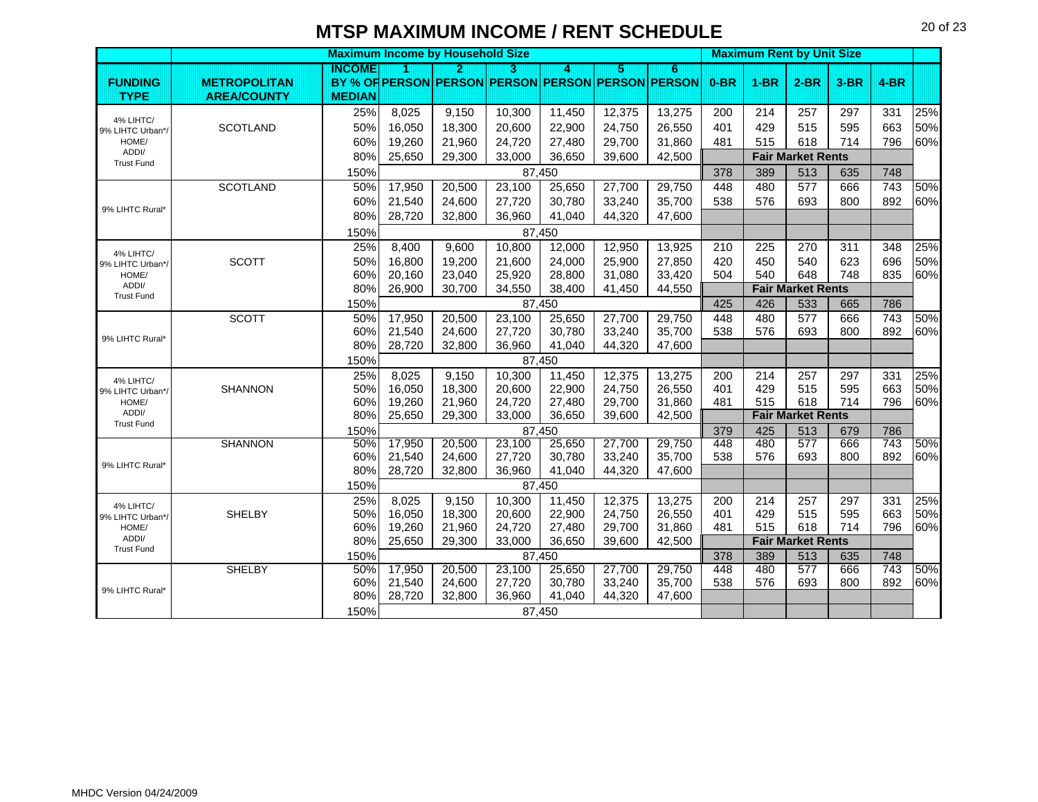# MTSP MAXIMUM INCOME / RENT SCHEDULE

| FUNDING TYPE | METROPOLITAN AREA/COUNTY | INCOME BY % OF MEDIAN | Maximum Income by Household Size: 1 PERSON | 2 PERSON | 3 PERSON | 4 PERSON | 5 PERSON | 6 PERSON | Maximum Rent by Unit Size: 0-BR | 1-BR | 2-BR | 3-BR | 4-BR | |
|---|---|---|---|---|---|---|---|---|---|---|---|---|---|---|
| 4% LIHTC/ 9% LIHTC Urban*/ HOME/ ADDI/ Trust Fund | SCOTLAND | 25% | 8,025 | 9,150 | 10,300 | 11,450 | 12,375 | 13,275 | 200 | 214 | 257 | 297 | 331 | 25% |
| | | 50% | 16,050 | 18,300 | 20,600 | 22,900 | 24,750 | 26,550 | 401 | 429 | 515 | 595 | 663 | 50% |
| | | 60% | 19,260 | 21,960 | 24,720 | 27,480 | 29,700 | 31,860 | 481 | 515 | 618 | 714 | 796 | 60% |
| | | 80% | 25,650 | 29,300 | 33,000 | 36,650 | 39,600 | 42,500 | Fair Market Rents | | | | | |
| | | 150% | 87,450 | | | | | | 378 | 389 | 513 | 635 | 748 | |
| 9% LIHTC Rural* | SCOTLAND | 50% | 17,950 | 20,500 | 23,100 | 25,650 | 27,700 | 29,750 | 448 | 480 | 577 | 666 | 743 | 50% |
| | | 60% | 21,540 | 24,600 | 27,720 | 30,780 | 33,240 | 35,700 | 538 | 576 | 693 | 800 | 892 | 60% |
| | | 80% | 28,720 | 32,800 | 36,960 | 41,040 | 44,320 | 47,600 | | | | | | |
| | | 150% | 87,450 | | | | | | | | | | | |
| 4% LIHTC/ 9% LIHTC Urban*/ HOME/ ADDI/ Trust Fund | SCOTT | 25% | 8,400 | 9,600 | 10,800 | 12,000 | 12,950 | 13,925 | 210 | 225 | 270 | 311 | 348 | 25% |
| | | 50% | 16,800 | 19,200 | 21,600 | 24,000 | 25,900 | 27,850 | 420 | 450 | 540 | 623 | 696 | 50% |
| | | 60% | 20,160 | 23,040 | 25,920 | 28,800 | 31,080 | 33,420 | 504 | 540 | 648 | 748 | 835 | 60% |
| | | 80% | 26,900 | 30,700 | 34,550 | 38,400 | 41,450 | 44,550 | Fair Market Rents | | | | | |
| | | 150% | 87,450 | | | | | | 425 | 426 | 533 | 665 | 786 | |
| 9% LIHTC Rural* | SCOTT | 50% | 17,950 | 20,500 | 23,100 | 25,650 | 27,700 | 29,750 | 448 | 480 | 577 | 666 | 743 | 50% |
| | | 60% | 21,540 | 24,600 | 27,720 | 30,780 | 33,240 | 35,700 | 538 | 576 | 693 | 800 | 892 | 60% |
| | | 80% | 28,720 | 32,800 | 36,960 | 41,040 | 44,320 | 47,600 | | | | | | |
| | | 150% | 87,450 | | | | | | | | | | | |
| 4% LIHTC/ 9% LIHTC Urban*/ HOME/ ADDI/ Trust Fund | SHANNON | 25% | 8,025 | 9,150 | 10,300 | 11,450 | 12,375 | 13,275 | 200 | 214 | 257 | 297 | 331 | 25% |
| | | 50% | 16,050 | 18,300 | 20,600 | 22,900 | 24,750 | 26,550 | 401 | 429 | 515 | 595 | 663 | 50% |
| | | 60% | 19,260 | 21,960 | 24,720 | 27,480 | 29,700 | 31,860 | 481 | 515 | 618 | 714 | 796 | 60% |
| | | 80% | 25,650 | 29,300 | 33,000 | 36,650 | 39,600 | 42,500 | Fair Market Rents | | | | | |
| | | 150% | 87,450 | | | | | | 379 | 425 | 513 | 679 | 786 | |
| 9% LIHTC Rural* | SHANNON | 50% | 17,950 | 20,500 | 23,100 | 25,650 | 27,700 | 29,750 | 448 | 480 | 577 | 666 | 743 | 50% |
| | | 60% | 21,540 | 24,600 | 27,720 | 30,780 | 33,240 | 35,700 | 538 | 576 | 693 | 800 | 892 | 60% |
| | | 80% | 28,720 | 32,800 | 36,960 | 41,040 | 44,320 | 47,600 | | | | | | |
| | | 150% | 87,450 | | | | | | | | | | | |
| 4% LIHTC/ 9% LIHTC Urban*/ HOME/ ADDI/ Trust Fund | SHELBY | 25% | 8,025 | 9,150 | 10,300 | 11,450 | 12,375 | 13,275 | 200 | 214 | 257 | 297 | 331 | 25% |
| | | 50% | 16,050 | 18,300 | 20,600 | 22,900 | 24,750 | 26,550 | 401 | 429 | 515 | 595 | 663 | 50% |
| | | 60% | 19,260 | 21,960 | 24,720 | 27,480 | 29,700 | 31,860 | 481 | 515 | 618 | 714 | 796 | 60% |
| | | 80% | 25,650 | 29,300 | 33,000 | 36,650 | 39,600 | 42,500 | Fair Market Rents | | | | | |
| | | 150% | 87,450 | | | | | | 378 | 389 | 513 | 635 | 748 | |
| 9% LIHTC Rural* | SHELBY | 50% | 17,950 | 20,500 | 23,100 | 25,650 | 27,700 | 29,750 | 448 | 480 | 577 | 666 | 743 | 50% |
| | | 60% | 21,540 | 24,600 | 27,720 | 30,780 | 33,240 | 35,700 | 538 | 576 | 693 | 800 | 892 | 60% |
| | | 80% | 28,720 | 32,800 | 36,960 | 41,040 | 44,320 | 47,600 | | | | | | |
| | | 150% | 87,450 | | | | | | | | | | | |

MHDC Version 04/24/2009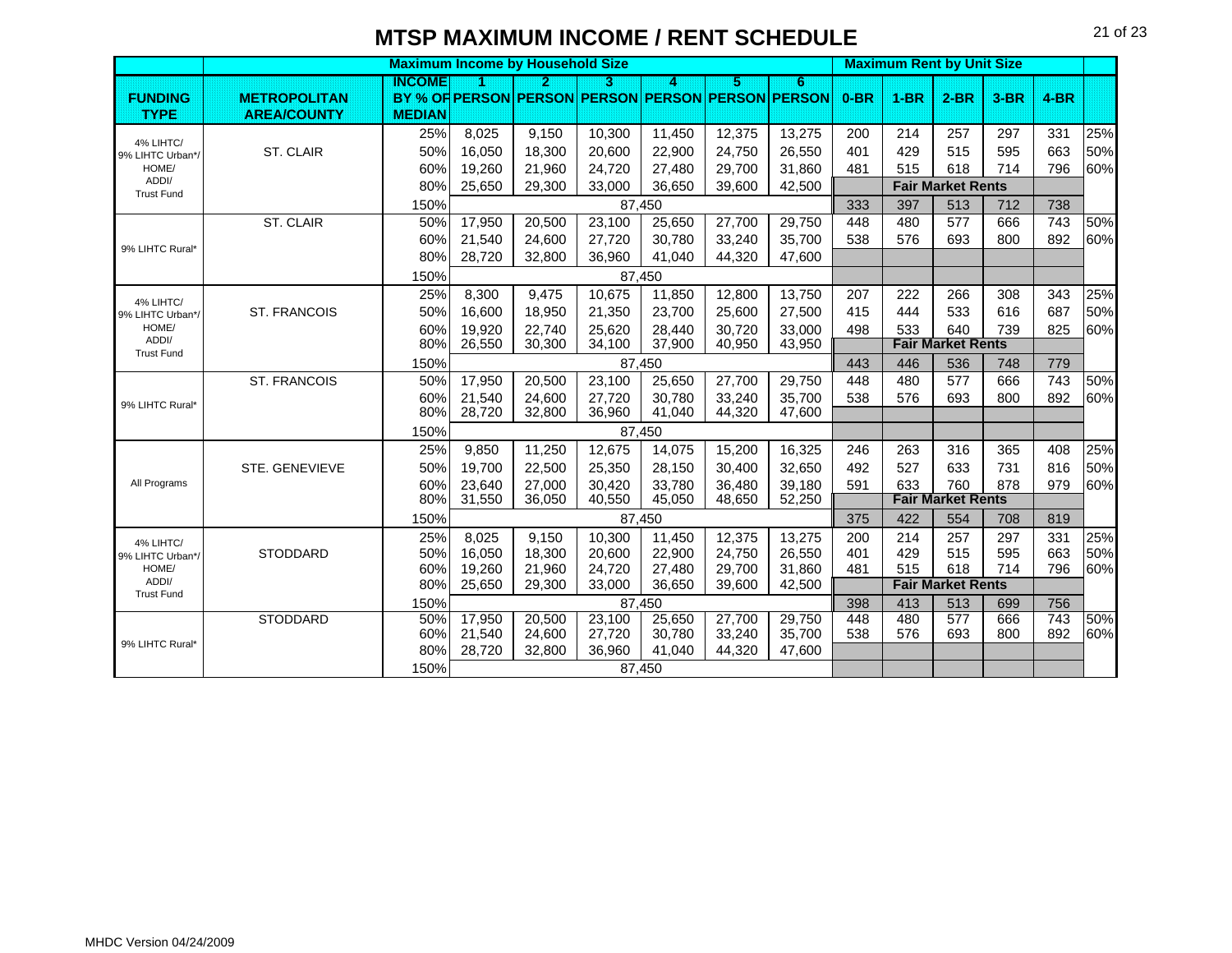# MTSP MAXIMUM INCOME / RENT SCHEDULE

| | | Maximum Income by Household Size | | | | | | | Maximum Rent by Unit Size | | | | | |
|---|---|---|---|---|---|---|---|---|---|---|---|---|---|---|
| FUNDING TYPE | METROPOLITAN AREA/COUNTY | INCOME BY % OF MEDIAN | 1 PERSON | 2 PERSON | 3 PERSON | 4 PERSON | 5 PERSON | 6 PERSON | 0-BR | 1-BR | 2-BR | 3-BR | 4-BR | |
| 4% LIHTC/ 9% LIHTC Urban*/ HOME/ ADDI/ Trust Fund | ST. CLAIR | 25% | 8,025 | 9,150 | 10,300 | 11,450 | 12,375 | 13,275 | 200 | 214 | 257 | 297 | 331 | 25% |
| | | 50% | 16,050 | 18,300 | 20,600 | 22,900 | 24,750 | 26,550 | 401 | 429 | 515 | 595 | 663 | 50% |
| | | 60% | 19,260 | 21,960 | 24,720 | 27,480 | 29,700 | 31,860 | 481 | 515 | 618 | 714 | 796 | 60% |
| | | 80% | 25,650 | 29,300 | 33,000 | 36,650 | 39,600 | 42,500 | Fair Market Rents | | | | | |
| | | 150% | 87,450 | | | | | | 333 | 397 | 513 | 712 | 738 | |
| 9% LIHTC Rural* | ST. CLAIR | 50% | 17,950 | 20,500 | 23,100 | 25,650 | 27,700 | 29,750 | 448 | 480 | 577 | 666 | 743 | 50% |
| | | 60% | 21,540 | 24,600 | 27,720 | 30,780 | 33,240 | 35,700 | 538 | 576 | 693 | 800 | 892 | 60% |
| | | 80% | 28,720 | 32,800 | 36,960 | 41,040 | 44,320 | 47,600 | | | | | | |
| | | 150% | 87,450 | | | | | | | | | | | |
| 4% LIHTC/ 9% LIHTC Urban*/ HOME/ ADDI/ Trust Fund | ST. FRANCOIS | 25% | 8,300 | 9,475 | 10,675 | 11,850 | 12,800 | 13,750 | 207 | 222 | 266 | 308 | 343 | 25% |
| | | 50% | 16,600 | 18,950 | 21,350 | 23,700 | 25,600 | 27,500 | 415 | 444 | 533 | 616 | 687 | 50% |
| | | 60% | 19,920 | 22,740 | 25,620 | 28,440 | 30,720 | 33,000 | 498 | 533 | 640 | 739 | 825 | 60% |
| | | 80% | 26,550 | 30,300 | 34,100 | 37,900 | 40,950 | 43,950 | Fair Market Rents | | | | | |
| | | 150% | 87,450 | | | | | | 443 | 446 | 536 | 748 | 779 | |
| 9% LIHTC Rural* | ST. FRANCOIS | 50% | 17,950 | 20,500 | 23,100 | 25,650 | 27,700 | 29,750 | 448 | 480 | 577 | 666 | 743 | 50% |
| | | 60% | 21,540 | 24,600 | 27,720 | 30,780 | 33,240 | 35,700 | 538 | 576 | 693 | 800 | 892 | 60% |
| | | 80% | 28,720 | 32,800 | 36,960 | 41,040 | 44,320 | 47,600 | | | | | | |
| | | 150% | 87,450 | | | | | | | | | | | |
| All Programs | STE. GENEVIEVE | 25% | 9,850 | 11,250 | 12,675 | 14,075 | 15,200 | 16,325 | 246 | 263 | 316 | 365 | 408 | 25% |
| | | 50% | 19,700 | 22,500 | 25,350 | 28,150 | 30,400 | 32,650 | 492 | 527 | 633 | 731 | 816 | 50% |
| | | 60% | 23,640 | 27,000 | 30,420 | 33,780 | 36,480 | 39,180 | 591 | 633 | 760 | 878 | 979 | 60% |
| | | 80% | 31,550 | 36,050 | 40,550 | 45,050 | 48,650 | 52,250 | Fair Market Rents | | | | | |
| | | 150% | 87,450 | | | | | | 375 | 422 | 554 | 708 | 819 | |
| 4% LIHTC/ 9% LIHTC Urban*/ HOME/ ADDI/ Trust Fund | STODDARD | 25% | 8,025 | 9,150 | 10,300 | 11,450 | 12,375 | 13,275 | 200 | 214 | 257 | 297 | 331 | 25% |
| | | 50% | 16,050 | 18,300 | 20,600 | 22,900 | 24,750 | 26,550 | 401 | 429 | 515 | 595 | 663 | 50% |
| | | 60% | 19,260 | 21,960 | 24,720 | 27,480 | 29,700 | 31,860 | 481 | 515 | 618 | 714 | 796 | 60% |
| | | 80% | 25,650 | 29,300 | 33,000 | 36,650 | 39,600 | 42,500 | Fair Market Rents | | | | | |
| | | 150% | 87,450 | | | | | | 398 | 413 | 513 | 699 | 756 | |
| 9% LIHTC Rural* | STODDARD | 50% | 17,950 | 20,500 | 23,100 | 25,650 | 27,700 | 29,750 | 448 | 480 | 577 | 666 | 743 | 50% |
| | | 60% | 21,540 | 24,600 | 27,720 | 30,780 | 33,240 | 35,700 | 538 | 576 | 693 | 800 | 892 | 60% |
| | | 80% | 28,720 | 32,800 | 36,960 | 41,040 | 44,320 | 47,600 | | | | | | |
| | | 150% | 87,450 | | | | | | | | | | | |

MHDC Version 04/24/2009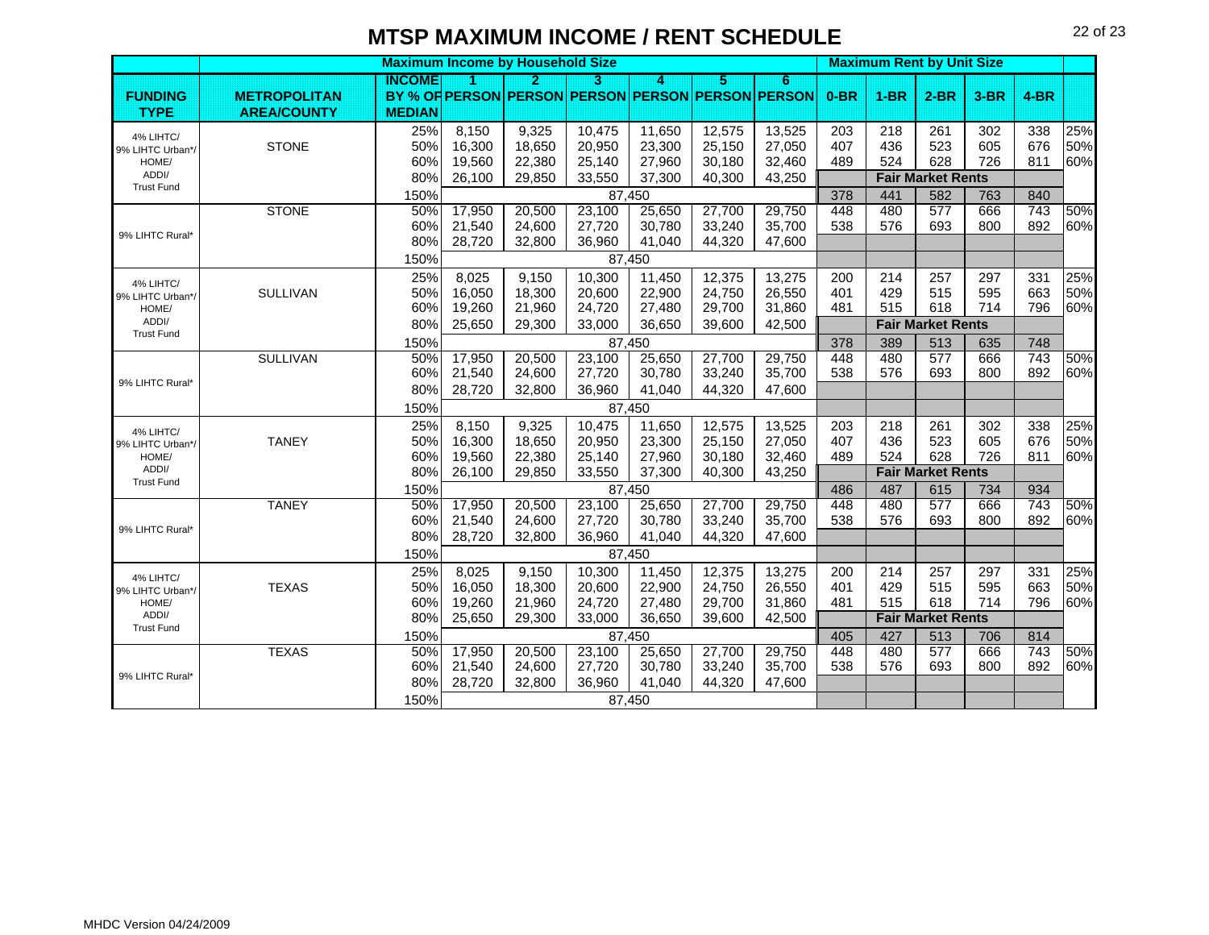# MTSP MAXIMUM INCOME / RENT SCHEDULE

| FUNDING TYPE | METROPOLITAN AREA/COUNTY | INCOME BY % OF MEDIAN | 1 PERSON | 2 PERSON | 3 PERSON | 4 PERSON | 5 PERSON | 6 PERSON | 0-BR | 1-BR | 2-BR | 3-BR | 4-BR | |
|---|---|---|---|---|---|---|---|---|---|---|---|---|---|---|
| | | | **Maximum Income by Household Size** | | | | | | **Maximum Rent by Unit Size** | | | | | |
| 4% LIHTC/ 9% LIHTC Urban*/ HOME/ ADDI/ Trust Fund | STONE | 25% | 8,150 | 9,325 | 10,475 | 11,650 | 12,575 | 13,525 | 203 | 218 | 261 | 302 | 338 | 25% |
| | | 50% | 16,300 | 18,650 | 20,950 | 23,300 | 25,150 | 27,050 | 407 | 436 | 523 | 605 | 676 | 50% |
| | | 60% | 19,560 | 22,380 | 25,140 | 27,960 | 30,180 | 32,460 | 489 | 524 | 628 | 726 | 811 | 60% |
| | | 80% | 26,100 | 29,850 | 33,550 | 37,300 | 40,300 | 43,250 | **Fair Market Rents** | | | | | |
| | | 150% | 87,450 | | | | | | 378 | 441 | 582 | 763 | 840 | |
| 9% LIHTC Rural* | STONE | 50% | 17,950 | 20,500 | 23,100 | 25,650 | 27,700 | 29,750 | 448 | 480 | 577 | 666 | 743 | 50% |
| | | 60% | 21,540 | 24,600 | 27,720 | 30,780 | 33,240 | 35,700 | 538 | 576 | 693 | 800 | 892 | 60% |
| | | 80% | 28,720 | 32,800 | 36,960 | 41,040 | 44,320 | 47,600 | | | | | | |
| | | 150% | 87,450 | | | | | | | | | | | |
| 4% LIHTC/ 9% LIHTC Urban*/ HOME/ ADDI/ Trust Fund | SULLIVAN | 25% | 8,025 | 9,150 | 10,300 | 11,450 | 12,375 | 13,275 | 200 | 214 | 257 | 297 | 331 | 25% |
| | | 50% | 16,050 | 18,300 | 20,600 | 22,900 | 24,750 | 26,550 | 401 | 429 | 515 | 595 | 663 | 50% |
| | | 60% | 19,260 | 21,960 | 24,720 | 27,480 | 29,700 | 31,860 | 481 | 515 | 618 | 714 | 796 | 60% |
| | | 80% | 25,650 | 29,300 | 33,000 | 36,650 | 39,600 | 42,500 | **Fair Market Rents** | | | | | |
| | | 150% | 87,450 | | | | | | 378 | 389 | 513 | 635 | 748 | |
| 9% LIHTC Rural* | SULLIVAN | 50% | 17,950 | 20,500 | 23,100 | 25,650 | 27,700 | 29,750 | 448 | 480 | 577 | 666 | 743 | 50% |
| | | 60% | 21,540 | 24,600 | 27,720 | 30,780 | 33,240 | 35,700 | 538 | 576 | 693 | 800 | 892 | 60% |
| | | 80% | 28,720 | 32,800 | 36,960 | 41,040 | 44,320 | 47,600 | | | | | | |
| | | 150% | 87,450 | | | | | | | | | | | |
| 4% LIHTC/ 9% LIHTC Urban*/ HOME/ ADDI/ Trust Fund | TANEY | 25% | 8,150 | 9,325 | 10,475 | 11,650 | 12,575 | 13,525 | 203 | 218 | 261 | 302 | 338 | 25% |
| | | 50% | 16,300 | 18,650 | 20,950 | 23,300 | 25,150 | 27,050 | 407 | 436 | 523 | 605 | 676 | 50% |
| | | 60% | 19,560 | 22,380 | 25,140 | 27,960 | 30,180 | 32,460 | 489 | 524 | 628 | 726 | 811 | 60% |
| | | 80% | 26,100 | 29,850 | 33,550 | 37,300 | 40,300 | 43,250 | **Fair Market Rents** | | | | | |
| | | 150% | 87,450 | | | | | | 486 | 487 | 615 | 734 | 934 | |
| 9% LIHTC Rural* | TANEY | 50% | 17,950 | 20,500 | 23,100 | 25,650 | 27,700 | 29,750 | 448 | 480 | 577 | 666 | 743 | 50% |
| | | 60% | 21,540 | 24,600 | 27,720 | 30,780 | 33,240 | 35,700 | 538 | 576 | 693 | 800 | 892 | 60% |
| | | 80% | 28,720 | 32,800 | 36,960 | 41,040 | 44,320 | 47,600 | | | | | | |
| | | 150% | 87,450 | | | | | | | | | | | |
| 4% LIHTC/ 9% LIHTC Urban*/ HOME/ ADDI/ Trust Fund | TEXAS | 25% | 8,025 | 9,150 | 10,300 | 11,450 | 12,375 | 13,275 | 200 | 214 | 257 | 297 | 331 | 25% |
| | | 50% | 16,050 | 18,300 | 20,600 | 22,900 | 24,750 | 26,550 | 401 | 429 | 515 | 595 | 663 | 50% |
| | | 60% | 19,260 | 21,960 | 24,720 | 27,480 | 29,700 | 31,860 | 481 | 515 | 618 | 714 | 796 | 60% |
| | | 80% | 25,650 | 29,300 | 33,000 | 36,650 | 39,600 | 42,500 | **Fair Market Rents** | | | | | |
| | | 150% | 87,450 | | | | | | 405 | 427 | 513 | 706 | 814 | |
| 9% LIHTC Rural* | TEXAS | 50% | 17,950 | 20,500 | 23,100 | 25,650 | 27,700 | 29,750 | 448 | 480 | 577 | 666 | 743 | 50% |
| | | 60% | 21,540 | 24,600 | 27,720 | 30,780 | 33,240 | 35,700 | 538 | 576 | 693 | 800 | 892 | 60% |
| | | 80% | 28,720 | 32,800 | 36,960 | 41,040 | 44,320 | 47,600 | | | | | | |
| | | 150% | 87,450 | | | | | | | | | | | |

MHDC Version 04/24/2009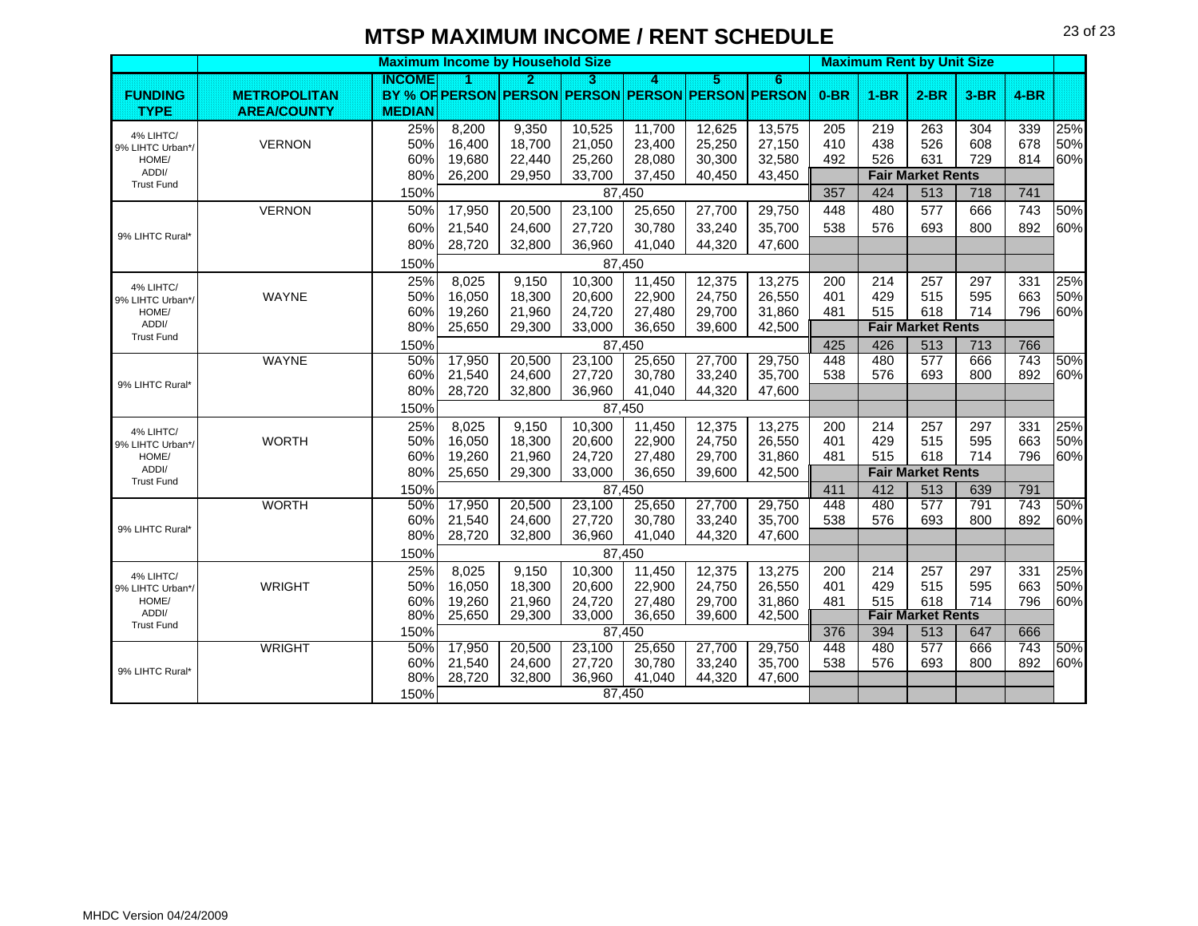# MTSP MAXIMUM INCOME / RENT SCHEDULE

| | | Maximum Income by Household Size | | | | | | | Maximum Rent by Unit Size | | | | | |
|---|---|---|---|---|---|---|---|---|---|---|---|---|---|---|
| FUNDING TYPE | METROPOLITAN AREA/COUNTY | INCOME BY % OF MEDIAN | 1 PERSON | 2 PERSON | 3 PERSON | 4 PERSON | 5 PERSON | 6 PERSON | 0-BR | 1-BR | 2-BR | 3-BR | 4-BR | |
| 4% LIHTC/ 9% LIHTC Urban*/ HOME/ ADDI/ Trust Fund | VERNON | 25% | 8,200 | 9,350 | 10,525 | 11,700 | 12,625 | 13,575 | 205 | 219 | 263 | 304 | 339 | 25% |
| | | 50% | 16,400 | 18,700 | 21,050 | 23,400 | 25,250 | 27,150 | 410 | 438 | 526 | 608 | 678 | 50% |
| | | 60% | 19,680 | 22,440 | 25,260 | 28,080 | 30,300 | 32,580 | 492 | 526 | 631 | 729 | 814 | 60% |
| | | 80% | 26,200 | 29,950 | 33,700 | 37,450 | 40,450 | 43,450 | Fair Market Rents | | | | | |
| | | 150% | 87,450 | | | | | | 357 | 424 | 513 | 718 | 741 | |
| 9% LIHTC Rural* | VERNON | 50% | 17,950 | 20,500 | 23,100 | 25,650 | 27,700 | 29,750 | 448 | 480 | 577 | 666 | 743 | 50% |
| | | 60% | 21,540 | 24,600 | 27,720 | 30,780 | 33,240 | 35,700 | 538 | 576 | 693 | 800 | 892 | 60% |
| | | 80% | 28,720 | 32,800 | 36,960 | 41,040 | 44,320 | 47,600 | | | | | | |
| | | 150% | 87,450 | | | | | | | | | | | |
| 4% LIHTC/ 9% LIHTC Urban*/ HOME/ ADDI/ Trust Fund | WAYNE | 25% | 8,025 | 9,150 | 10,300 | 11,450 | 12,375 | 13,275 | 200 | 214 | 257 | 297 | 331 | 25% |
| | | 50% | 16,050 | 18,300 | 20,600 | 22,900 | 24,750 | 26,550 | 401 | 429 | 515 | 595 | 663 | 50% |
| | | 60% | 19,260 | 21,960 | 24,720 | 27,480 | 29,700 | 31,860 | 481 | 515 | 618 | 714 | 796 | 60% |
| | | 80% | 25,650 | 29,300 | 33,000 | 36,650 | 39,600 | 42,500 | Fair Market Rents | | | | | |
| | | 150% | 87,450 | | | | | | 425 | 426 | 513 | 713 | 766 | |
| 9% LIHTC Rural* | WAYNE | 50% | 17,950 | 20,500 | 23,100 | 25,650 | 27,700 | 29,750 | 448 | 480 | 577 | 666 | 743 | 50% |
| | | 60% | 21,540 | 24,600 | 27,720 | 30,780 | 33,240 | 35,700 | 538 | 576 | 693 | 800 | 892 | 60% |
| | | 80% | 28,720 | 32,800 | 36,960 | 41,040 | 44,320 | 47,600 | | | | | | |
| | | 150% | 87,450 | | | | | | | | | | | |
| 4% LIHTC/ 9% LIHTC Urban*/ HOME/ ADDI/ Trust Fund | WORTH | 25% | 8,025 | 9,150 | 10,300 | 11,450 | 12,375 | 13,275 | 200 | 214 | 257 | 297 | 331 | 25% |
| | | 50% | 16,050 | 18,300 | 20,600 | 22,900 | 24,750 | 26,550 | 401 | 429 | 515 | 595 | 663 | 50% |
| | | 60% | 19,260 | 21,960 | 24,720 | 27,480 | 29,700 | 31,860 | 481 | 515 | 618 | 714 | 796 | 60% |
| | | 80% | 25,650 | 29,300 | 33,000 | 36,650 | 39,600 | 42,500 | Fair Market Rents | | | | | |
| | | 150% | 87,450 | | | | | | 411 | 412 | 513 | 639 | 791 | |
| 9% LIHTC Rural* | WORTH | 50% | 17,950 | 20,500 | 23,100 | 25,650 | 27,700 | 29,750 | 448 | 480 | 577 | 791 | 743 | 50% |
| | | 60% | 21,540 | 24,600 | 27,720 | 30,780 | 33,240 | 35,700 | 538 | 576 | 693 | 800 | 892 | 60% |
| | | 80% | 28,720 | 32,800 | 36,960 | 41,040 | 44,320 | 47,600 | | | | | | |
| | | 150% | 87,450 | | | | | | | | | | | |
| 4% LIHTC/ 9% LIHTC Urban*/ HOME/ ADDI/ Trust Fund | WRIGHT | 25% | 8,025 | 9,150 | 10,300 | 11,450 | 12,375 | 13,275 | 200 | 214 | 257 | 297 | 331 | 25% |
| | | 50% | 16,050 | 18,300 | 20,600 | 22,900 | 24,750 | 26,550 | 401 | 429 | 515 | 595 | 663 | 50% |
| | | 60% | 19,260 | 21,960 | 24,720 | 27,480 | 29,700 | 31,860 | 481 | 515 | 618 | 714 | 796 | 60% |
| | | 80% | 25,650 | 29,300 | 33,000 | 36,650 | 39,600 | 42,500 | Fair Market Rents | | | | | |
| | | 150% | 87,450 | | | | | | 376 | 394 | 513 | 647 | 666 | |
| 9% LIHTC Rural* | WRIGHT | 50% | 17,950 | 20,500 | 23,100 | 25,650 | 27,700 | 29,750 | 448 | 480 | 577 | 666 | 743 | 50% |
| | | 60% | 21,540 | 24,600 | 27,720 | 30,780 | 33,240 | 35,700 | 538 | 576 | 693 | 800 | 892 | 60% |
| | | 80% | 28,720 | 32,800 | 36,960 | 41,040 | 44,320 | 47,600 | | | | | | |
| | | 150% | 87,450 | | | | | | | | | | | |

MHDC Version 04/24/2009